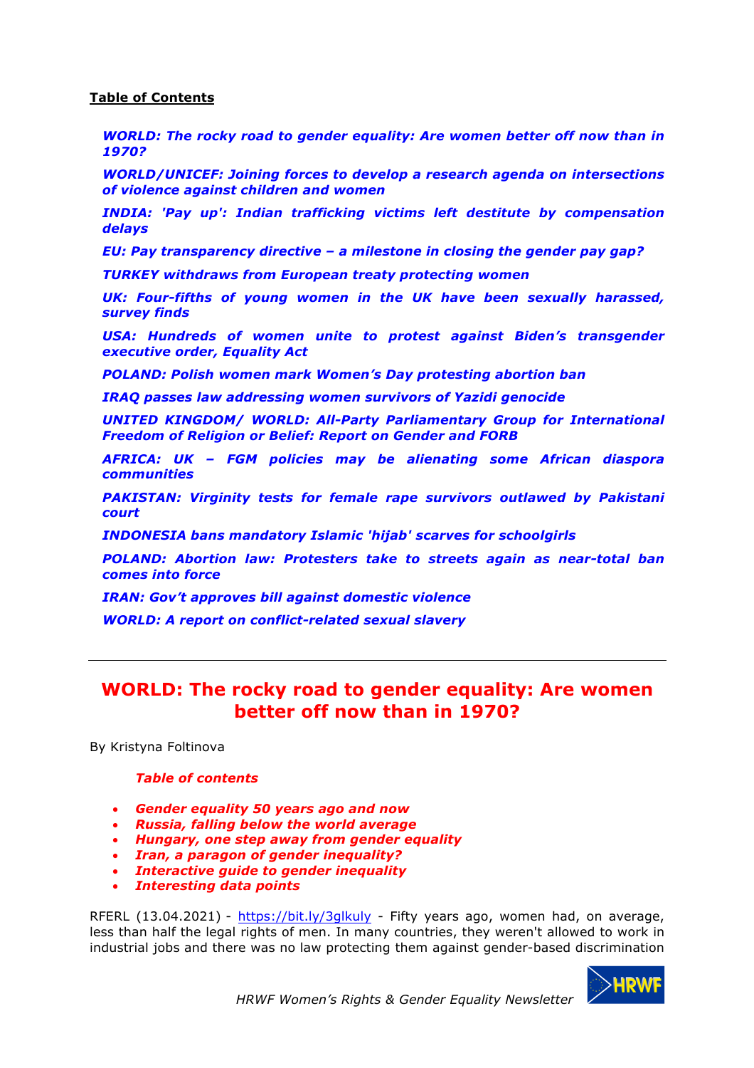**Table of Contents**

*WORLD: The rocky road to gender equality: Are women better off now than in 1970?*

*WORLD/UNICEF: Joining forces to develop a research agenda on intersections of violence against children and women*

*INDIA: 'Pay up': Indian trafficking victims left destitute by compensation delays*

*EU: Pay transparency directive – a milestone in closing the gender pay gap?*

*TURKEY withdraws from European treaty protecting women*

*UK: Four-fifths of young women in the UK have been sexually harassed, survey finds*

*USA: Hundreds of women unite to protest against Biden's transgender executive order, Equality Act*

*POLAND: Polish women mark Women's Day protesting abortion ban*

*IRAQ passes law addressing women survivors of Yazidi genocide*

*UNITED KINGDOM/ WORLD: All-Party Parliamentary Group for International Freedom of Religion or Belief: Report on Gender and FORB*

*AFRICA: UK – FGM policies may be alienating some African diaspora communities*

*PAKISTAN: Virginity tests for female rape survivors outlawed by Pakistani court*

*INDONESIA bans mandatory Islamic 'hijab' scarves for schoolgirls*

*POLAND: Abortion law: Protesters take to streets again as near-total ban comes into force*

*IRAN: Gov't approves bill against domestic violence*

*WORLD: A report on conflict-related sexual slavery*

---

# WORLD: The rocky road to gender equality: Are women better off now than in 1970?

By Kristyna Foltinova

***Table of contents***

- ***Gender equality 50 years ago and now***
- ***Russia, falling below the world average***
- ***Hungary, one step away from gender equality***
- ***Iran, a paragon of gender inequality?***
- ***Interactive guide to gender inequality***
- ***Interesting data points***

RFERL (13.04.2021) - https://bit.ly/3glkuly - Fifty years ago, women had, on average, less than half the legal rights of men. In many countries, they weren't allowed to work in industrial jobs and there was no law protecting them against gender-based discrimination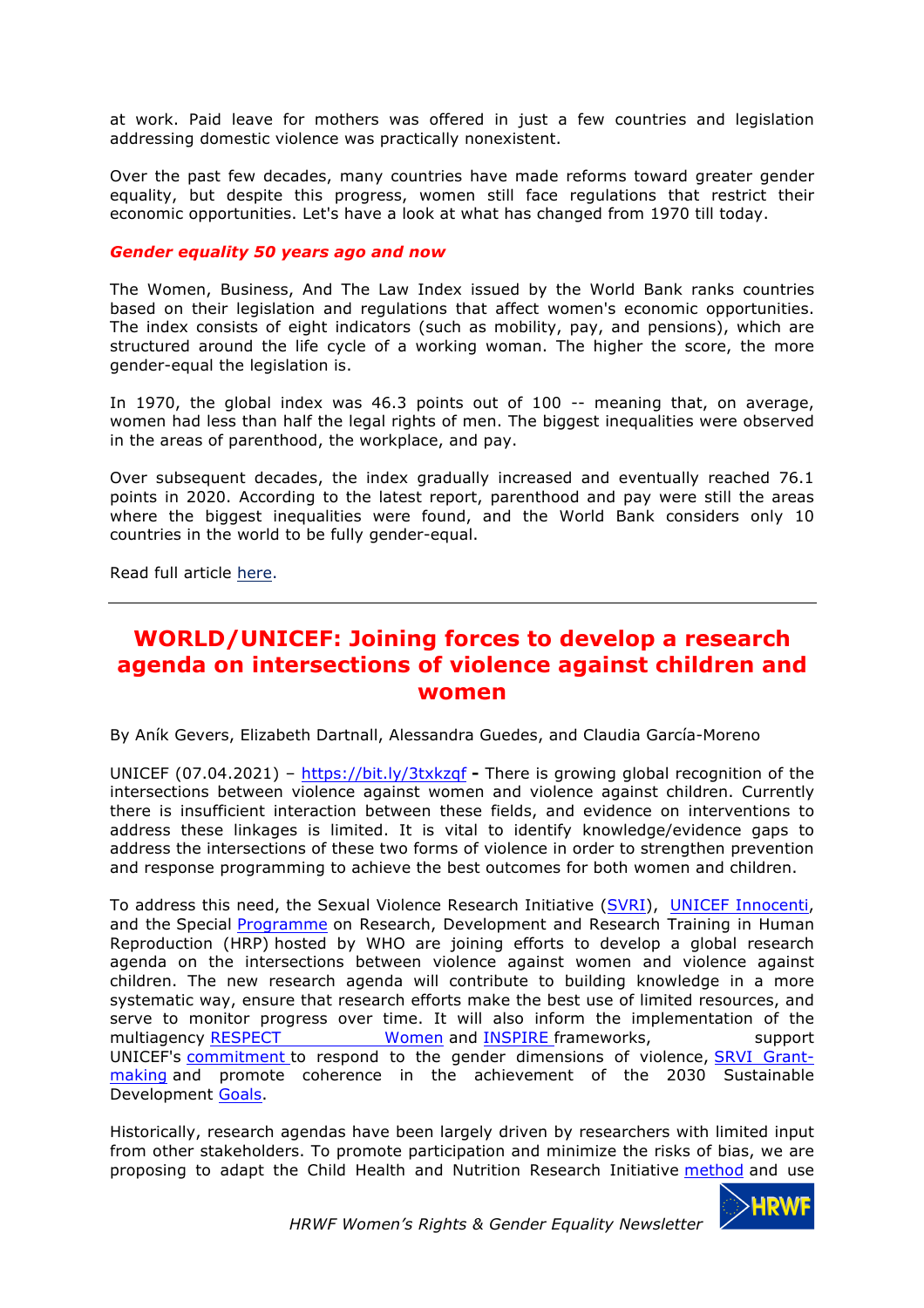at work. Paid leave for mothers was offered in just a few countries and legislation addressing domestic violence was practically nonexistent.

Over the past few decades, many countries have made reforms toward greater gender equality, but despite this progress, women still face regulations that restrict their economic opportunities. Let's have a look at what has changed from 1970 till today.

***Gender equality 50 years ago and now***

The Women, Business, And The Law Index issued by the World Bank ranks countries based on their legislation and regulations that affect women's economic opportunities. The index consists of eight indicators (such as mobility, pay, and pensions), which are structured around the life cycle of a working woman. The higher the score, the more gender-equal the legislation is.

In 1970, the global index was 46.3 points out of 100 -- meaning that, on average, women had less than half the legal rights of men. The biggest inequalities were observed in the areas of parenthood, the workplace, and pay.

Over subsequent decades, the index gradually increased and eventually reached 76.1 points in 2020. According to the latest report, parenthood and pay were still the areas where the biggest inequalities were found, and the World Bank considers only 10 countries in the world to be fully gender-equal.

Read full article here.

---

## WORLD/UNICEF: Joining forces to develop a research agenda on intersections of violence against children and women

By Aník Gevers, Elizabeth Dartnall, Alessandra Guedes, and Claudia García-Moreno

UNICEF (07.04.2021) – https://bit.ly/3txkzqf **-** There is growing global recognition of the intersections between violence against women and violence against children. Currently there is insufficient interaction between these fields, and evidence on interventions to address these linkages is limited. It is vital to identify knowledge/evidence gaps to address the intersections of these two forms of violence in order to strengthen prevention and response programming to achieve the best outcomes for both women and children.

To address this need, the Sexual Violence Research Initiative (SVRI), UNICEF Innocenti, and the Special Programme on Research, Development and Research Training in Human Reproduction (HRP) hosted by WHO are joining efforts to develop a global research agenda on the intersections between violence against women and violence against children. The new research agenda will contribute to building knowledge in a more systematic way, ensure that research efforts make the best use of limited resources, and serve to monitor progress over time. It will also inform the implementation of the multiagency RESPECT Women and INSPIRE frameworks, support UNICEF's commitment to respond to the gender dimensions of violence, SRVI Grant-making and promote coherence in the achievement of the 2030 Sustainable Development Goals.

Historically, research agendas have been largely driven by researchers with limited input from other stakeholders. To promote participation and minimize the risks of bias, we are proposing to adapt the Child Health and Nutrition Research Initiative method and use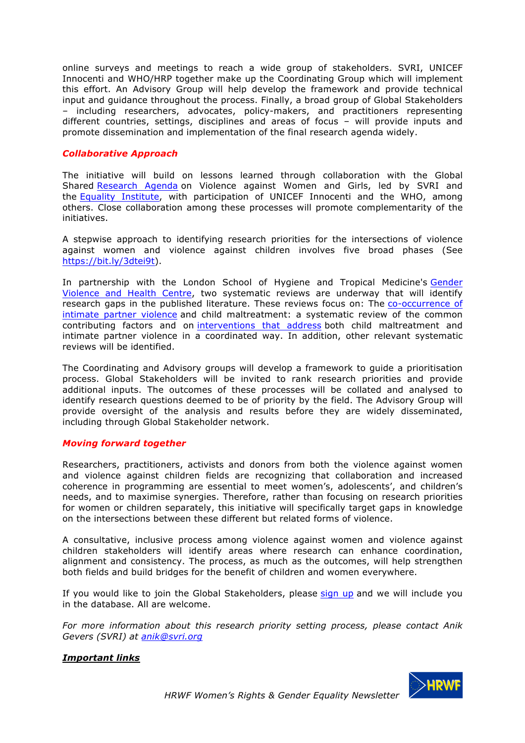online surveys and meetings to reach a wide group of stakeholders. SVRI, UNICEF Innocenti and WHO/HRP together make up the Coordinating Group which will implement this effort. An Advisory Group will help develop the framework and provide technical input and guidance throughout the process. Finally, a broad group of Global Stakeholders – including researchers, advocates, policy-makers, and practitioners representing different countries, settings, disciplines and areas of focus – will provide inputs and promote dissemination and implementation of the final research agenda widely.

***Collaborative Approach***

The initiative will build on lessons learned through collaboration with the Global Shared Research Agenda on Violence against Women and Girls, led by SVRI and the Equality Institute, with participation of UNICEF Innocenti and the WHO, among others. Close collaboration among these processes will promote complementarity of the initiatives.

A stepwise approach to identifying research priorities for the intersections of violence against women and violence against children involves five broad phases (See https://bit.ly/3dtei9t).

In partnership with the London School of Hygiene and Tropical Medicine's Gender Violence and Health Centre, two systematic reviews are underway that will identify research gaps in the published literature. These reviews focus on: The co-occurrence of intimate partner violence and child maltreatment: a systematic review of the common contributing factors and on interventions that address both child maltreatment and intimate partner violence in a coordinated way. In addition, other relevant systematic reviews will be identified.

The Coordinating and Advisory groups will develop a framework to guide a prioritisation process. Global Stakeholders will be invited to rank research priorities and provide additional inputs. The outcomes of these processes will be collated and analysed to identify research questions deemed to be of priority by the field. The Advisory Group will provide oversight of the analysis and results before they are widely disseminated, including through Global Stakeholder network.

***Moving forward together***

Researchers, practitioners, activists and donors from both the violence against women and violence against children fields are recognizing that collaboration and increased coherence in programming are essential to meet women's, adolescents', and children's needs, and to maximise synergies. Therefore, rather than focusing on research priorities for women or children separately, this initiative will specifically target gaps in knowledge on the intersections between these different but related forms of violence.

A consultative, inclusive process among violence against women and violence against children stakeholders will identify areas where research can enhance coordination, alignment and consistency. The process, as much as the outcomes, will help strengthen both fields and build bridges for the benefit of children and women everywhere.

If you would like to join the Global Stakeholders, please sign up and we will include you in the database. All are welcome.

*For more information about this research priority setting process, please contact Anik Gevers (SVRI) at anik@svri.org*

***Important links***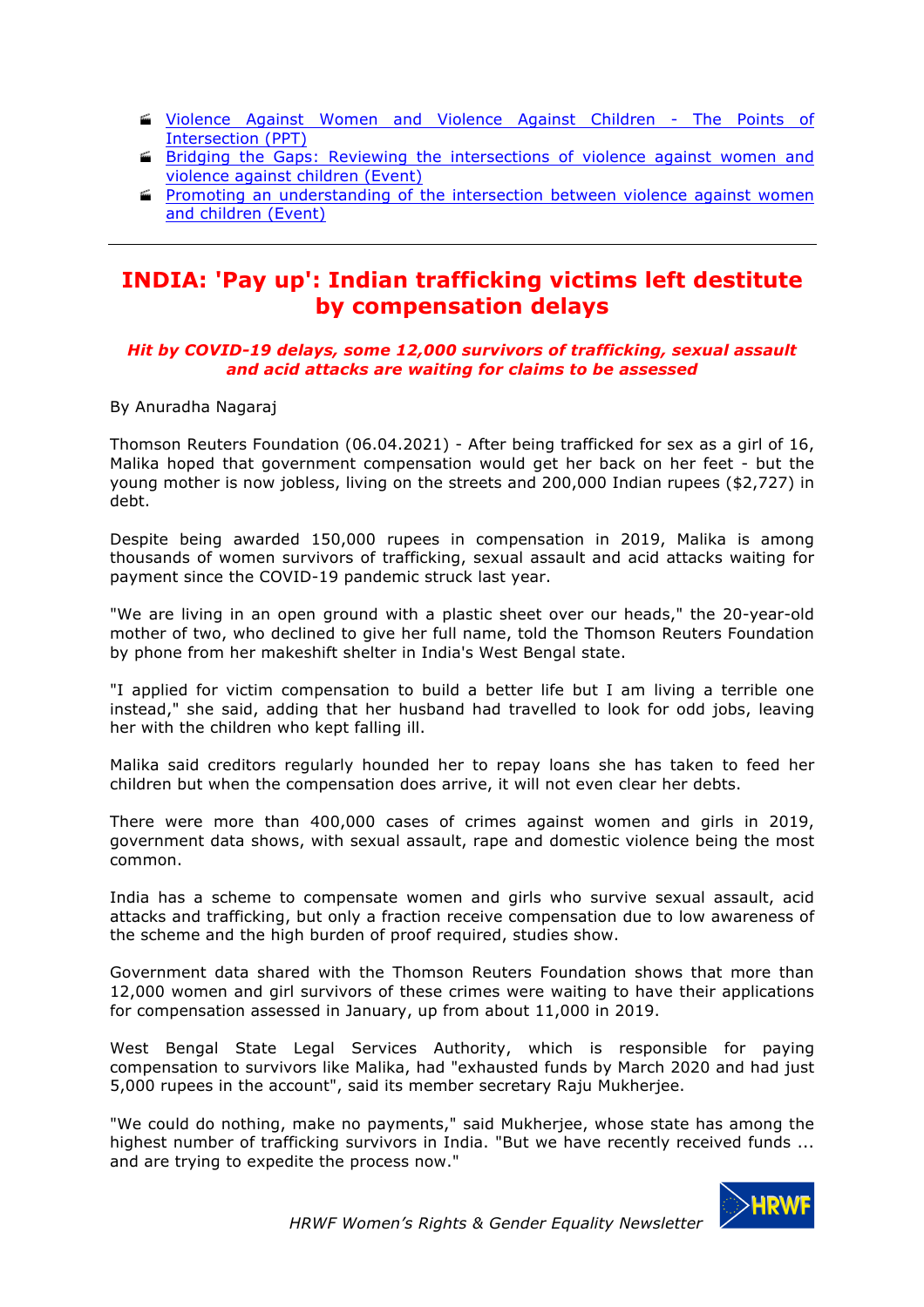- Violence Against Women and Violence Against Children - The Points of Intersection (PPT)
- Bridging the Gaps: Reviewing the intersections of violence against women and violence against children (Event)
- Promoting an understanding of the intersection between violence against women and children (Event)

---

## INDIA: 'Pay up': Indian trafficking victims left destitute by compensation delays

***Hit by COVID-19 delays, some 12,000 survivors of trafficking, sexual assault and acid attacks are waiting for claims to be assessed***

By Anuradha Nagaraj

Thomson Reuters Foundation (06.04.2021) - After being trafficked for sex as a girl of 16, Malika hoped that government compensation would get her back on her feet - but the young mother is now jobless, living on the streets and 200,000 Indian rupees ($2,727) in debt.

Despite being awarded 150,000 rupees in compensation in 2019, Malika is among thousands of women survivors of trafficking, sexual assault and acid attacks waiting for payment since the COVID-19 pandemic struck last year.

"We are living in an open ground with a plastic sheet over our heads," the 20-year-old mother of two, who declined to give her full name, told the Thomson Reuters Foundation by phone from her makeshift shelter in India's West Bengal state.

"I applied for victim compensation to build a better life but I am living a terrible one instead," she said, adding that her husband had travelled to look for odd jobs, leaving her with the children who kept falling ill.

Malika said creditors regularly hounded her to repay loans she has taken to feed her children but when the compensation does arrive, it will not even clear her debts.

There were more than 400,000 cases of crimes against women and girls in 2019, government data shows, with sexual assault, rape and domestic violence being the most common.

India has a scheme to compensate women and girls who survive sexual assault, acid attacks and trafficking, but only a fraction receive compensation due to low awareness of the scheme and the high burden of proof required, studies show.

Government data shared with the Thomson Reuters Foundation shows that more than 12,000 women and girl survivors of these crimes were waiting to have their applications for compensation assessed in January, up from about 11,000 in 2019.

West Bengal State Legal Services Authority, which is responsible for paying compensation to survivors like Malika, had "exhausted funds by March 2020 and had just 5,000 rupees in the account", said its member secretary Raju Mukherjee.

"We could do nothing, make no payments," said Mukherjee, whose state has among the highest number of trafficking survivors in India. "But we have recently received funds ... and are trying to expedite the process now."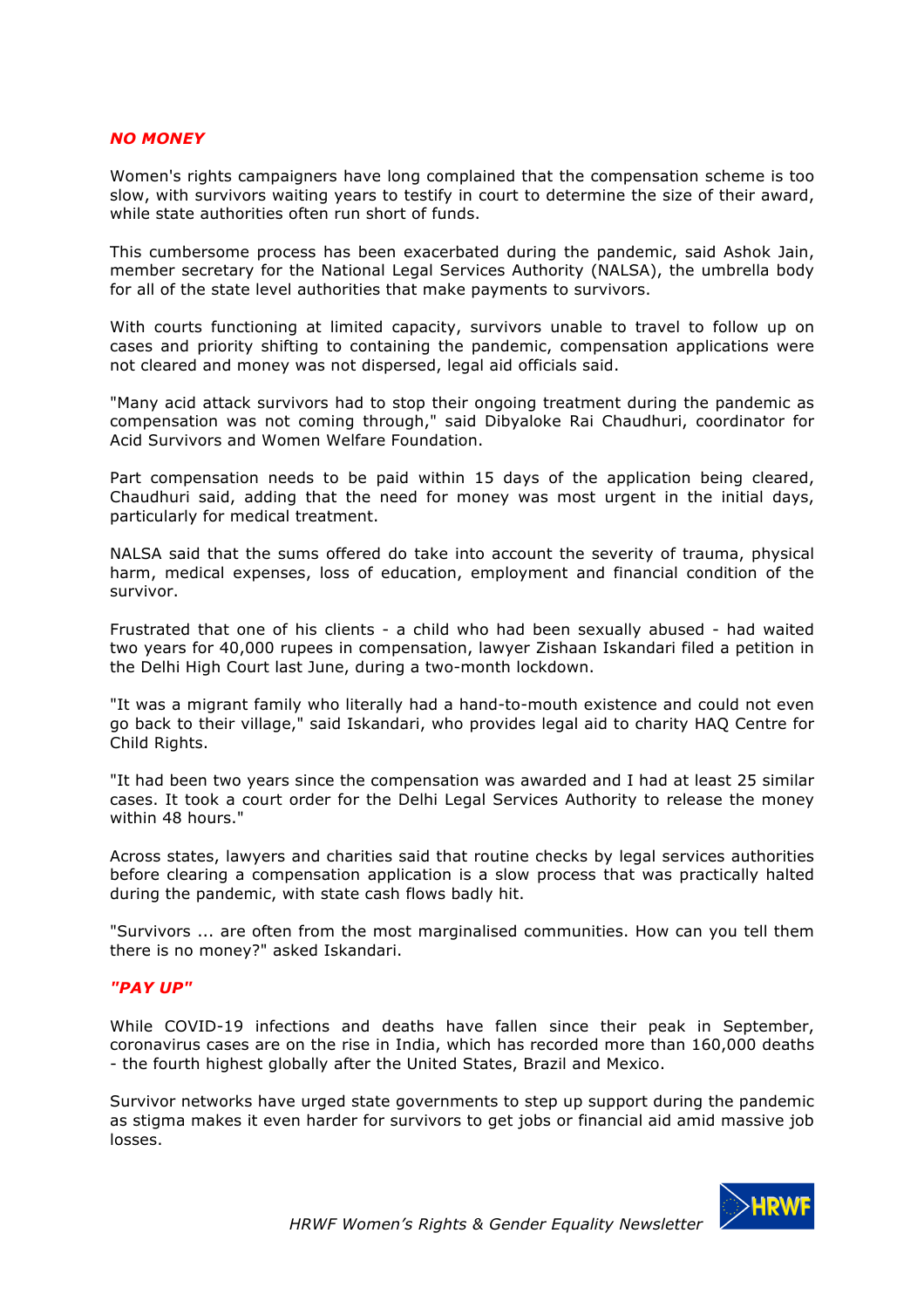### *NO MONEY*

Women's rights campaigners have long complained that the compensation scheme is too slow, with survivors waiting years to testify in court to determine the size of their award, while state authorities often run short of funds.

This cumbersome process has been exacerbated during the pandemic, said Ashok Jain, member secretary for the National Legal Services Authority (NALSA), the umbrella body for all of the state level authorities that make payments to survivors.

With courts functioning at limited capacity, survivors unable to travel to follow up on cases and priority shifting to containing the pandemic, compensation applications were not cleared and money was not dispersed, legal aid officials said.

"Many acid attack survivors had to stop their ongoing treatment during the pandemic as compensation was not coming through," said Dibyaloke Rai Chaudhuri, coordinator for Acid Survivors and Women Welfare Foundation.

Part compensation needs to be paid within 15 days of the application being cleared, Chaudhuri said, adding that the need for money was most urgent in the initial days, particularly for medical treatment.

NALSA said that the sums offered do take into account the severity of trauma, physical harm, medical expenses, loss of education, employment and financial condition of the survivor.

Frustrated that one of his clients - a child who had been sexually abused - had waited two years for 40,000 rupees in compensation, lawyer Zishaan Iskandari filed a petition in the Delhi High Court last June, during a two-month lockdown.

"It was a migrant family who literally had a hand-to-mouth existence and could not even go back to their village," said Iskandari, who provides legal aid to charity HAQ Centre for Child Rights.

"It had been two years since the compensation was awarded and I had at least 25 similar cases. It took a court order for the Delhi Legal Services Authority to release the money within 48 hours."

Across states, lawyers and charities said that routine checks by legal services authorities before clearing a compensation application is a slow process that was practically halted during the pandemic, with state cash flows badly hit.

"Survivors ... are often from the most marginalised communities. How can you tell them there is no money?" asked Iskandari.

### *"PAY UP"*

While COVID-19 infections and deaths have fallen since their peak in September, coronavirus cases are on the rise in India, which has recorded more than 160,000 deaths - the fourth highest globally after the United States, Brazil and Mexico.

Survivor networks have urged state governments to step up support during the pandemic as stigma makes it even harder for survivors to get jobs or financial aid amid massive job losses.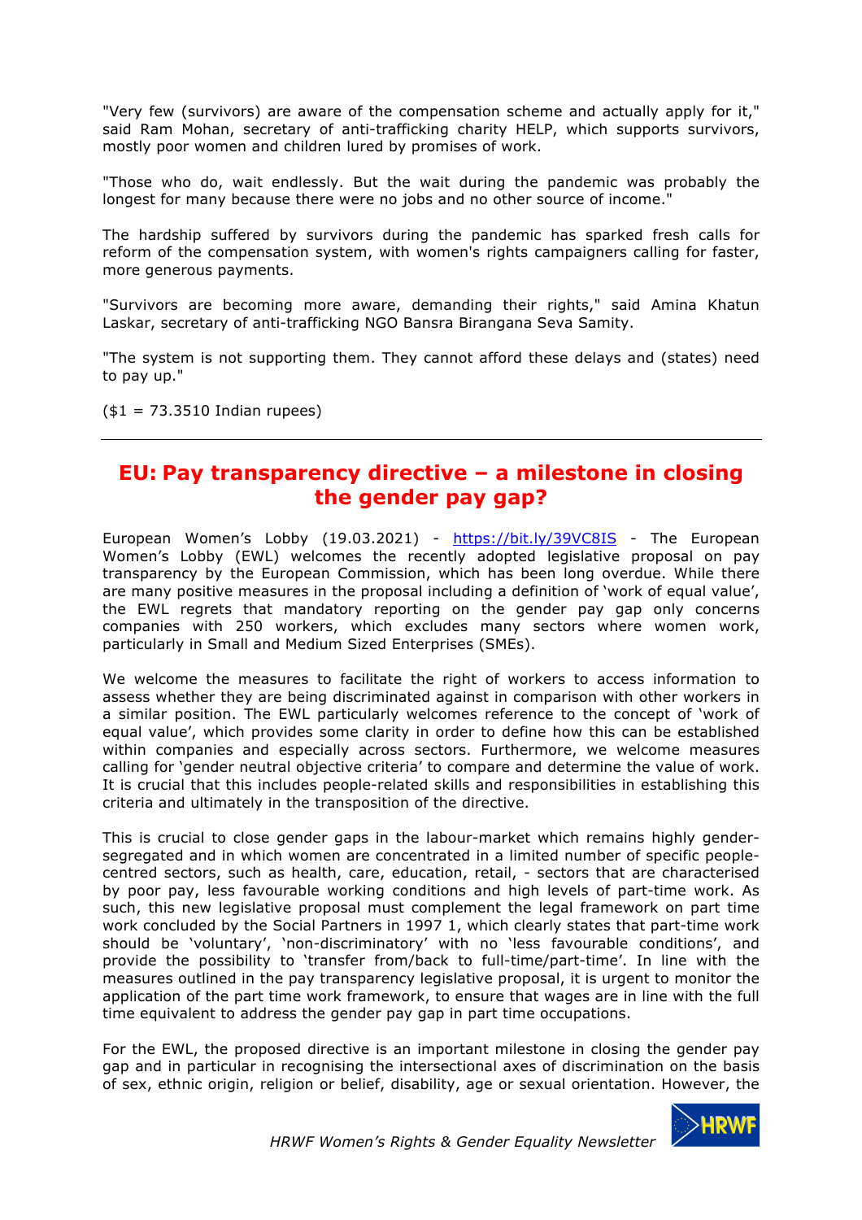"Very few (survivors) are aware of the compensation scheme and actually apply for it," said Ram Mohan, secretary of anti-trafficking charity HELP, which supports survivors, mostly poor women and children lured by promises of work.

"Those who do, wait endlessly. But the wait during the pandemic was probably the longest for many because there were no jobs and no other source of income."

The hardship suffered by survivors during the pandemic has sparked fresh calls for reform of the compensation system, with women's rights campaigners calling for faster, more generous payments.

"Survivors are becoming more aware, demanding their rights," said Amina Khatun Laskar, secretary of anti-trafficking NGO Bansra Birangana Seva Samity.

"The system is not supporting them. They cannot afford these delays and (states) need to pay up."

($1 = 73.3510 Indian rupees)

---

## EU: Pay transparency directive – a milestone in closing the gender pay gap?

European Women's Lobby (19.03.2021) - https://bit.ly/39VC8IS - The European Women's Lobby (EWL) welcomes the recently adopted legislative proposal on pay transparency by the European Commission, which has been long overdue. While there are many positive measures in the proposal including a definition of 'work of equal value', the EWL regrets that mandatory reporting on the gender pay gap only concerns companies with 250 workers, which excludes many sectors where women work, particularly in Small and Medium Sized Enterprises (SMEs).

We welcome the measures to facilitate the right of workers to access information to assess whether they are being discriminated against in comparison with other workers in a similar position. The EWL particularly welcomes reference to the concept of 'work of equal value', which provides some clarity in order to define how this can be established within companies and especially across sectors. Furthermore, we welcome measures calling for 'gender neutral objective criteria' to compare and determine the value of work. It is crucial that this includes people-related skills and responsibilities in establishing this criteria and ultimately in the transposition of the directive.

This is crucial to close gender gaps in the labour-market which remains highly gender-segregated and in which women are concentrated in a limited number of specific people-centred sectors, such as health, care, education, retail, - sectors that are characterised by poor pay, less favourable working conditions and high levels of part-time work. As such, this new legislative proposal must complement the legal framework on part time work concluded by the Social Partners in 1997 1, which clearly states that part-time work should be 'voluntary', 'non-discriminatory' with no 'less favourable conditions', and provide the possibility to 'transfer from/back to full-time/part-time'. In line with the measures outlined in the pay transparency legislative proposal, it is urgent to monitor the application of the part time work framework, to ensure that wages are in line with the full time equivalent to address the gender pay gap in part time occupations.

For the EWL, the proposed directive is an important milestone in closing the gender pay gap and in particular in recognising the intersectional axes of discrimination on the basis of sex, ethnic origin, religion or belief, disability, age or sexual orientation. However, the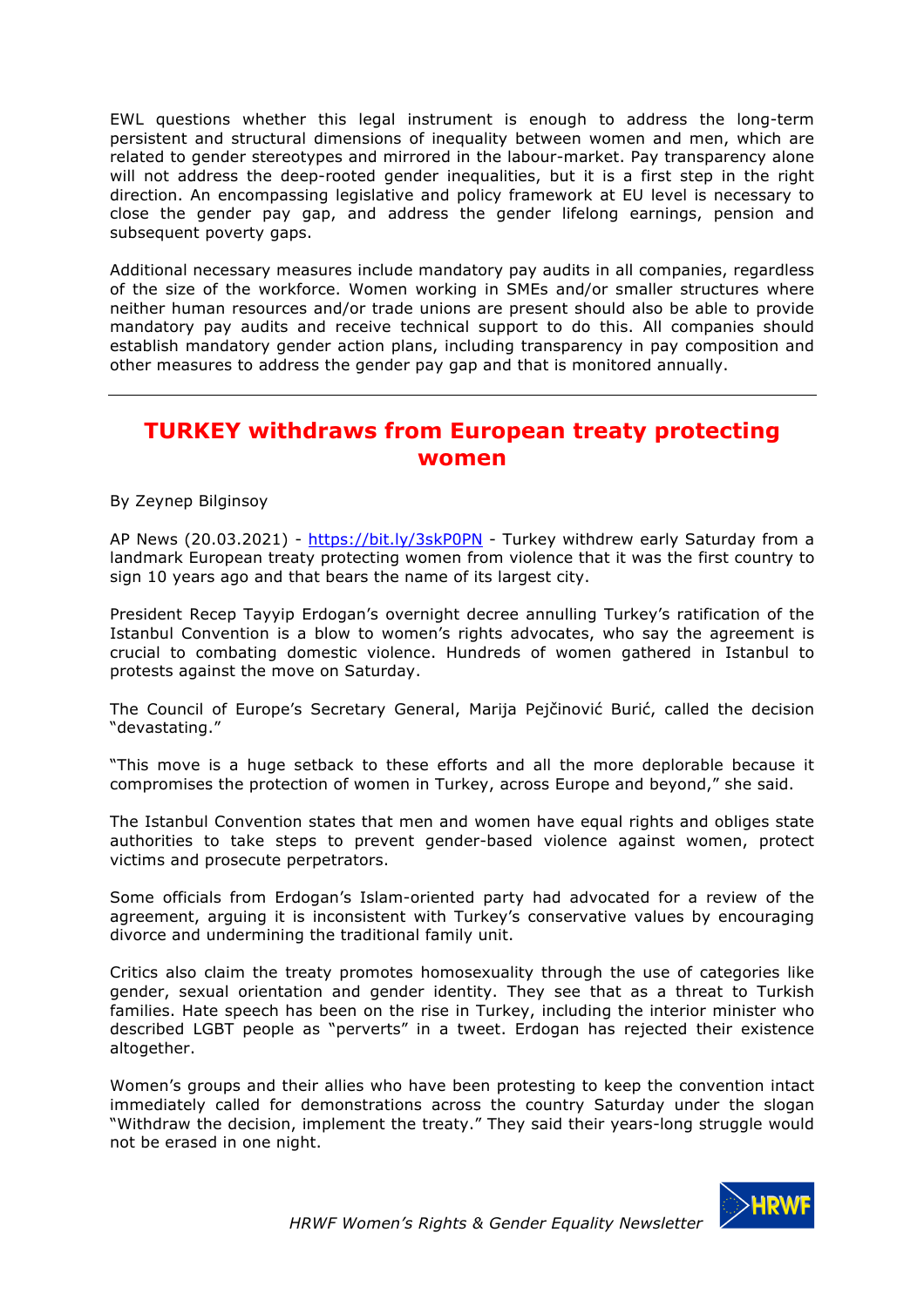EWL questions whether this legal instrument is enough to address the long-term persistent and structural dimensions of inequality between women and men, which are related to gender stereotypes and mirrored in the labour-market. Pay transparency alone will not address the deep-rooted gender inequalities, but it is a first step in the right direction. An encompassing legislative and policy framework at EU level is necessary to close the gender pay gap, and address the gender lifelong earnings, pension and subsequent poverty gaps.

Additional necessary measures include mandatory pay audits in all companies, regardless of the size of the workforce. Women working in SMEs and/or smaller structures where neither human resources and/or trade unions are present should also be able to provide mandatory pay audits and receive technical support to do this. All companies should establish mandatory gender action plans, including transparency in pay composition and other measures to address the gender pay gap and that is monitored annually.

---

## TURKEY withdraws from European treaty protecting women

By Zeynep Bilginsoy

AP News (20.03.2021) - https://bit.ly/3skP0PN - Turkey withdrew early Saturday from a landmark European treaty protecting women from violence that it was the first country to sign 10 years ago and that bears the name of its largest city.

President Recep Tayyip Erdogan's overnight decree annulling Turkey's ratification of the Istanbul Convention is a blow to women's rights advocates, who say the agreement is crucial to combating domestic violence. Hundreds of women gathered in Istanbul to protests against the move on Saturday.

The Council of Europe's Secretary General, Marija Pejčinović Burić, called the decision "devastating."

"This move is a huge setback to these efforts and all the more deplorable because it compromises the protection of women in Turkey, across Europe and beyond," she said.

The Istanbul Convention states that men and women have equal rights and obliges state authorities to take steps to prevent gender-based violence against women, protect victims and prosecute perpetrators.

Some officials from Erdogan's Islam-oriented party had advocated for a review of the agreement, arguing it is inconsistent with Turkey's conservative values by encouraging divorce and undermining the traditional family unit.

Critics also claim the treaty promotes homosexuality through the use of categories like gender, sexual orientation and gender identity. They see that as a threat to Turkish families. Hate speech has been on the rise in Turkey, including the interior minister who described LGBT people as "perverts" in a tweet. Erdogan has rejected their existence altogether.

Women's groups and their allies who have been protesting to keep the convention intact immediately called for demonstrations across the country Saturday under the slogan "Withdraw the decision, implement the treaty." They said their years-long struggle would not be erased in one night.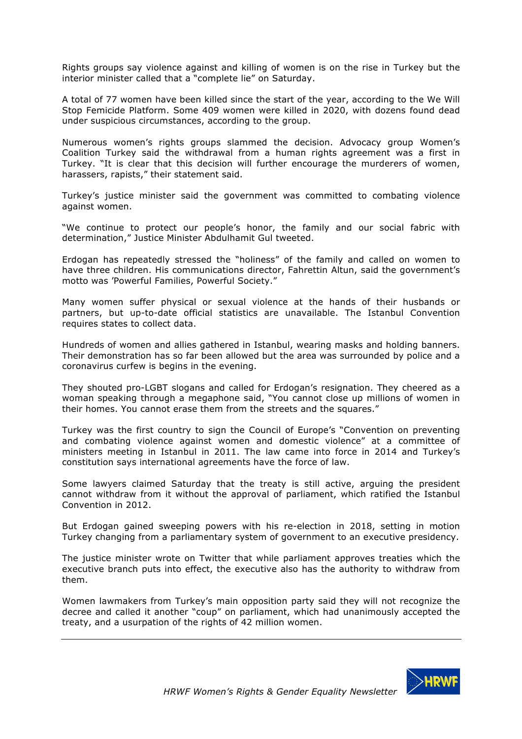Rights groups say violence against and killing of women is on the rise in Turkey but the interior minister called that a "complete lie" on Saturday.

A total of 77 women have been killed since the start of the year, according to the We Will Stop Femicide Platform. Some 409 women were killed in 2020, with dozens found dead under suspicious circumstances, according to the group.

Numerous women's rights groups slammed the decision. Advocacy group Women's Coalition Turkey said the withdrawal from a human rights agreement was a first in Turkey. "It is clear that this decision will further encourage the murderers of women, harassers, rapists," their statement said.

Turkey's justice minister said the government was committed to combating violence against women.

"We continue to protect our people's honor, the family and our social fabric with determination," Justice Minister Abdulhamit Gul tweeted.

Erdogan has repeatedly stressed the "holiness" of the family and called on women to have three children. His communications director, Fahrettin Altun, said the government's motto was 'Powerful Families, Powerful Society."

Many women suffer physical or sexual violence at the hands of their husbands or partners, but up-to-date official statistics are unavailable. The Istanbul Convention requires states to collect data.

Hundreds of women and allies gathered in Istanbul, wearing masks and holding banners. Their demonstration has so far been allowed but the area was surrounded by police and a coronavirus curfew is begins in the evening.

They shouted pro-LGBT slogans and called for Erdogan's resignation. They cheered as a woman speaking through a megaphone said, "You cannot close up millions of women in their homes. You cannot erase them from the streets and the squares."

Turkey was the first country to sign the Council of Europe's "Convention on preventing and combating violence against women and domestic violence" at a committee of ministers meeting in Istanbul in 2011. The law came into force in 2014 and Turkey's constitution says international agreements have the force of law.

Some lawyers claimed Saturday that the treaty is still active, arguing the president cannot withdraw from it without the approval of parliament, which ratified the Istanbul Convention in 2012.

But Erdogan gained sweeping powers with his re-election in 2018, setting in motion Turkey changing from a parliamentary system of government to an executive presidency.

The justice minister wrote on Twitter that while parliament approves treaties which the executive branch puts into effect, the executive also has the authority to withdraw from them.

Women lawmakers from Turkey's main opposition party said they will not recognize the decree and called it another "coup" on parliament, which had unanimously accepted the treaty, and a usurpation of the rights of 42 million women.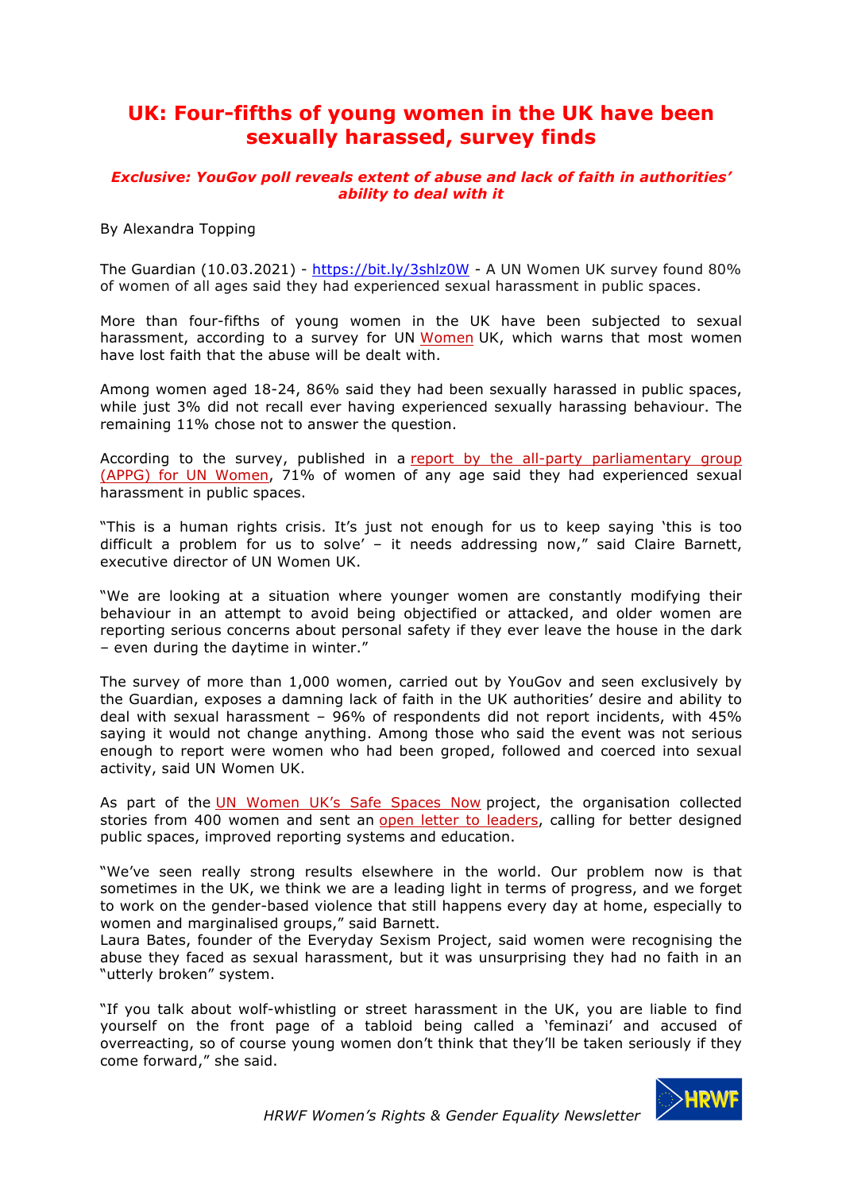# UK: Four-fifths of young women in the UK have been sexually harassed, survey finds

***Exclusive: YouGov poll reveals extent of abuse and lack of faith in authorities' ability to deal with it***

By Alexandra Topping

The Guardian (10.03.2021) - https://bit.ly/3shlz0W - A UN Women UK survey found 80% of women of all ages said they had experienced sexual harassment in public spaces.

More than four-fifths of young women in the UK have been subjected to sexual harassment, according to a survey for UN Women UK, which warns that most women have lost faith that the abuse will be dealt with.

Among women aged 18-24, 86% said they had been sexually harassed in public spaces, while just 3% did not recall ever having experienced sexually harassing behaviour. The remaining 11% chose not to answer the question.

According to the survey, published in a report by the all-party parliamentary group (APPG) for UN Women, 71% of women of any age said they had experienced sexual harassment in public spaces.

"This is a human rights crisis. It's just not enough for us to keep saying 'this is too difficult a problem for us to solve' – it needs addressing now," said Claire Barnett, executive director of UN Women UK.

"We are looking at a situation where younger women are constantly modifying their behaviour in an attempt to avoid being objectified or attacked, and older women are reporting serious concerns about personal safety if they ever leave the house in the dark – even during the daytime in winter."

The survey of more than 1,000 women, carried out by YouGov and seen exclusively by the Guardian, exposes a damning lack of faith in the UK authorities' desire and ability to deal with sexual harassment – 96% of respondents did not report incidents, with 45% saying it would not change anything. Among those who said the event was not serious enough to report were women who had been groped, followed and coerced into sexual activity, said UN Women UK.

As part of the UN Women UK's Safe Spaces Now project, the organisation collected stories from 400 women and sent an open letter to leaders, calling for better designed public spaces, improved reporting systems and education.

"We've seen really strong results elsewhere in the world. Our problem now is that sometimes in the UK, we think we are a leading light in terms of progress, and we forget to work on the gender-based violence that still happens every day at home, especially to women and marginalised groups," said Barnett.

Laura Bates, founder of the Everyday Sexism Project, said women were recognising the abuse they faced as sexual harassment, but it was unsurprising they had no faith in an "utterly broken" system.

"If you talk about wolf-whistling or street harassment in the UK, you are liable to find yourself on the front page of a tabloid being called a 'feminazi' and accused of overreacting, so of course young women don't think that they'll be taken seriously if they come forward," she said.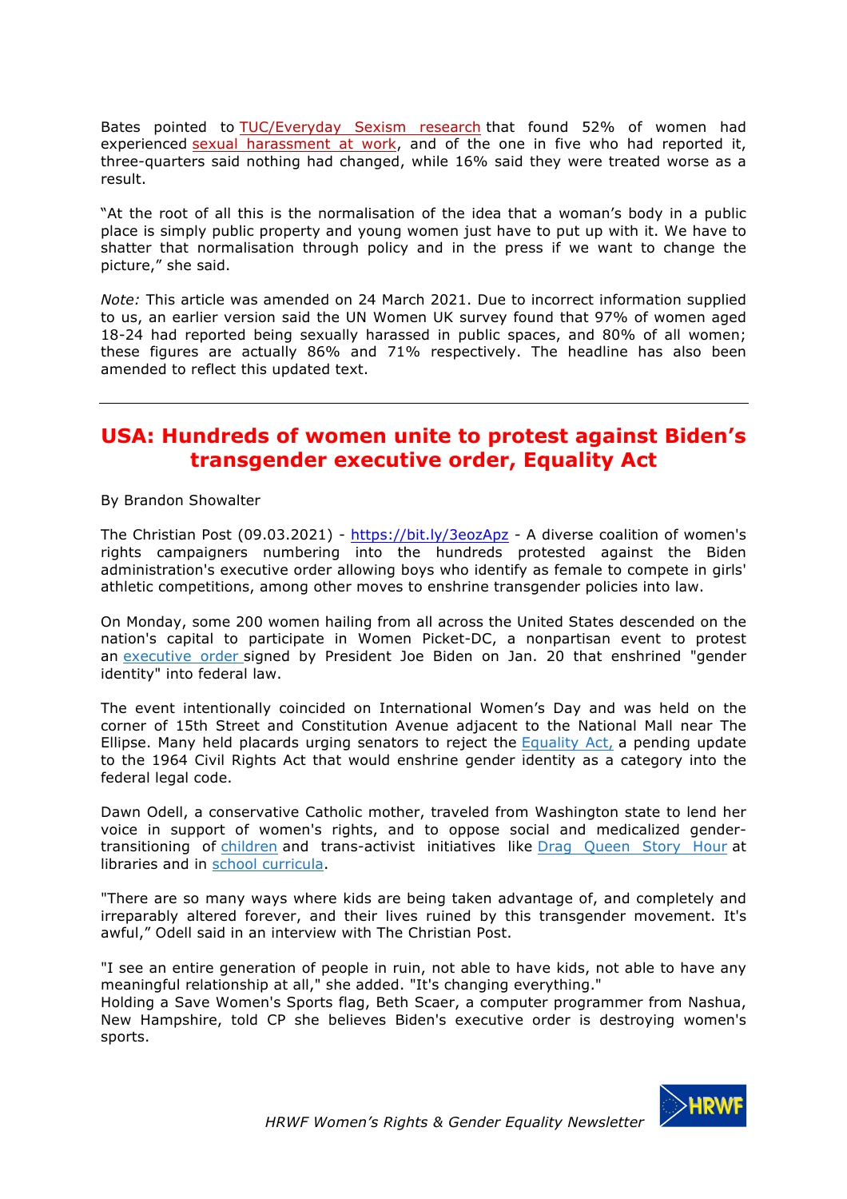Bates pointed to TUC/Everyday Sexism research that found 52% of women had experienced sexual harassment at work, and of the one in five who had reported it, three-quarters said nothing had changed, while 16% said they were treated worse as a result.

"At the root of all this is the normalisation of the idea that a woman's body in a public place is simply public property and young women just have to put up with it. We have to shatter that normalisation through policy and in the press if we want to change the picture," she said.

*Note:* This article was amended on 24 March 2021. Due to incorrect information supplied to us, an earlier version said the UN Women UK survey found that 97% of women aged 18-24 had reported being sexually harassed in public spaces, and 80% of all women; these figures are actually 86% and 71% respectively. The headline has also been amended to reflect this updated text.

---

## USA: Hundreds of women unite to protest against Biden's transgender executive order, Equality Act

By Brandon Showalter

The Christian Post (09.03.2021) - https://bit.ly/3eozApz - A diverse coalition of women's rights campaigners numbering into the hundreds protested against the Biden administration's executive order allowing boys who identify as female to compete in girls' athletic competitions, among other moves to enshrine transgender policies into law.

On Monday, some 200 women hailing from all across the United States descended on the nation's capital to participate in Women Picket-DC, a nonpartisan event to protest an executive order signed by President Joe Biden on Jan. 20 that enshrined "gender identity" into federal law.

The event intentionally coincided on International Women's Day and was held on the corner of 15th Street and Constitution Avenue adjacent to the National Mall near The Ellipse. Many held placards urging senators to reject the Equality Act, a pending update to the 1964 Civil Rights Act that would enshrine gender identity as a category into the federal legal code.

Dawn Odell, a conservative Catholic mother, traveled from Washington state to lend her voice in support of women's rights, and to oppose social and medicalized gender-transitioning of children and trans-activist initiatives like Drag Queen Story Hour at libraries and in school curricula.

"There are so many ways where kids are being taken advantage of, and completely and irreparably altered forever, and their lives ruined by this transgender movement. It's awful," Odell said in an interview with The Christian Post.

"I see an entire generation of people in ruin, not able to have kids, not able to have any meaningful relationship at all," she added. "It's changing everything."
Holding a Save Women's Sports flag, Beth Scaer, a computer programmer from Nashua, New Hampshire, told CP she believes Biden's executive order is destroying women's sports.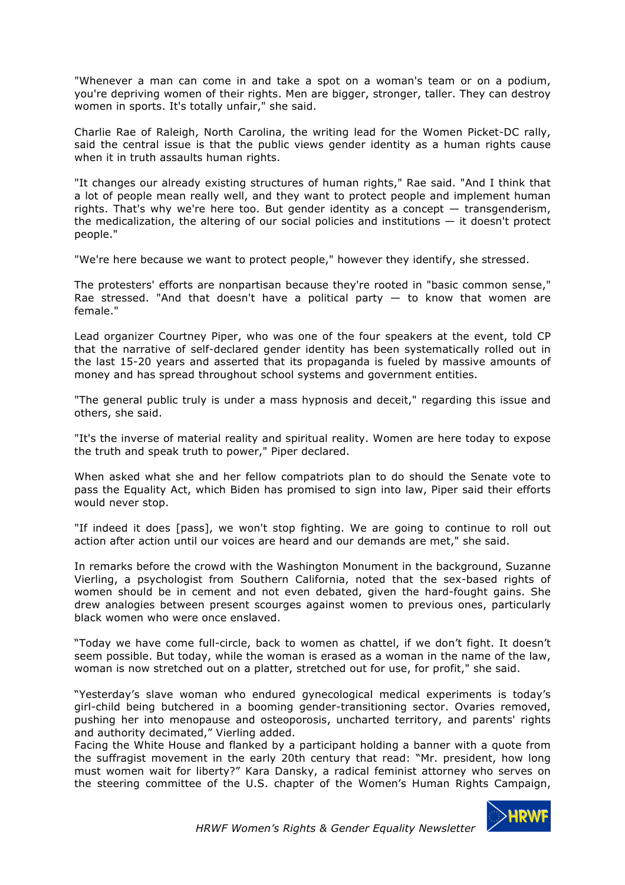"Whenever a man can come in and take a spot on a woman's team or on a podium, you're depriving women of their rights. Men are bigger, stronger, taller. They can destroy women in sports. It's totally unfair," she said.

Charlie Rae of Raleigh, North Carolina, the writing lead for the Women Picket-DC rally, said the central issue is that the public views gender identity as a human rights cause when it in truth assaults human rights.

"It changes our already existing structures of human rights," Rae said. "And I think that a lot of people mean really well, and they want to protect people and implement human rights. That's why we're here too. But gender identity as a concept — transgenderism, the medicalization, the altering of our social policies and institutions — it doesn't protect people."

"We're here because we want to protect people," however they identify, she stressed.

The protesters' efforts are nonpartisan because they're rooted in "basic common sense," Rae stressed. "And that doesn't have a political party — to know that women are female."

Lead organizer Courtney Piper, who was one of the four speakers at the event, told CP that the narrative of self-declared gender identity has been systematically rolled out in the last 15-20 years and asserted that its propaganda is fueled by massive amounts of money and has spread throughout school systems and government entities.

"The general public truly is under a mass hypnosis and deceit," regarding this issue and others, she said.

"It's the inverse of material reality and spiritual reality. Women are here today to expose the truth and speak truth to power," Piper declared.

When asked what she and her fellow compatriots plan to do should the Senate vote to pass the Equality Act, which Biden has promised to sign into law, Piper said their efforts would never stop.

"If indeed it does [pass], we won't stop fighting. We are going to continue to roll out action after action until our voices are heard and our demands are met," she said.

In remarks before the crowd with the Washington Monument in the background, Suzanne Vierling, a psychologist from Southern California, noted that the sex-based rights of women should be in cement and not even debated, given the hard-fought gains. She drew analogies between present scourges against women to previous ones, particularly black women who were once enslaved.

"Today we have come full-circle, back to women as chattel, if we don't fight. It doesn't seem possible. But today, while the woman is erased as a woman in the name of the law, woman is now stretched out on a platter, stretched out for use, for profit," she said.

"Yesterday's slave woman who endured gynecological medical experiments is today's girl-child being butchered in a booming gender-transitioning sector. Ovaries removed, pushing her into menopause and osteoporosis, uncharted territory, and parents' rights and authority decimated," Vierling added.

Facing the White House and flanked by a participant holding a banner with a quote from the suffragist movement in the early 20th century that read: "Mr. president, how long must women wait for liberty?" Kara Dansky, a radical feminist attorney who serves on the steering committee of the U.S. chapter of the Women's Human Rights Campaign,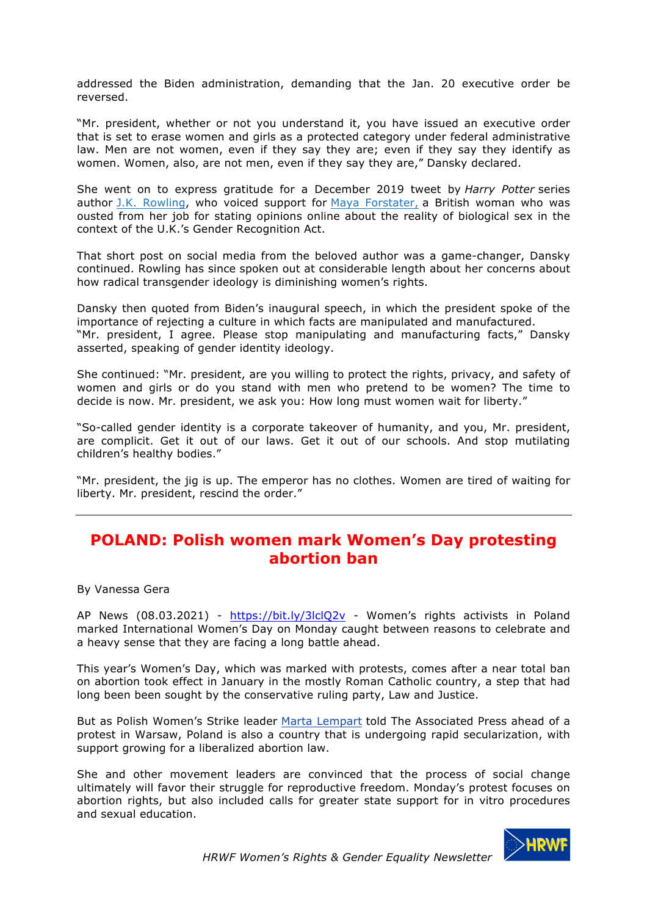addressed the Biden administration, demanding that the Jan. 20 executive order be reversed.

"Mr. president, whether or not you understand it, you have issued an executive order that is set to erase women and girls as a protected category under federal administrative law. Men are not women, even if they say they are; even if they say they identify as women. Women, also, are not men, even if they say they are," Dansky declared.

She went on to express gratitude for a December 2019 tweet by *Harry Potter* series author J.K. Rowling, who voiced support for Maya Forstater, a British woman who was ousted from her job for stating opinions online about the reality of biological sex in the context of the U.K.'s Gender Recognition Act.

That short post on social media from the beloved author was a game-changer, Dansky continued. Rowling has since spoken out at considerable length about her concerns about how radical transgender ideology is diminishing women's rights.

Dansky then quoted from Biden's inaugural speech, in which the president spoke of the importance of rejecting a culture in which facts are manipulated and manufactured.
"Mr. president, I agree. Please stop manipulating and manufacturing facts," Dansky asserted, speaking of gender identity ideology.

She continued: "Mr. president, are you willing to protect the rights, privacy, and safety of women and girls or do you stand with men who pretend to be women? The time to decide is now. Mr. president, we ask you: How long must women wait for liberty."

"So-called gender identity is a corporate takeover of humanity, and you, Mr. president, are complicit. Get it out of our laws. Get it out of our schools. And stop mutilating children's healthy bodies."

"Mr. president, the jig is up. The emperor has no clothes. Women are tired of waiting for liberty. Mr. president, rescind the order."

---

## POLAND: Polish women mark Women's Day protesting abortion ban

By Vanessa Gera

AP News (08.03.2021) - https://bit.ly/3lclQ2v - Women's rights activists in Poland marked International Women's Day on Monday caught between reasons to celebrate and a heavy sense that they are facing a long battle ahead.

This year's Women's Day, which was marked with protests, comes after a near total ban on abortion took effect in January in the mostly Roman Catholic country, a step that had long been been sought by the conservative ruling party, Law and Justice.

But as Polish Women's Strike leader Marta Lempart told The Associated Press ahead of a protest in Warsaw, Poland is also a country that is undergoing rapid secularization, with support growing for a liberalized abortion law.

She and other movement leaders are convinced that the process of social change ultimately will favor their struggle for reproductive freedom. Monday's protest focuses on abortion rights, but also included calls for greater state support for in vitro procedures and sexual education.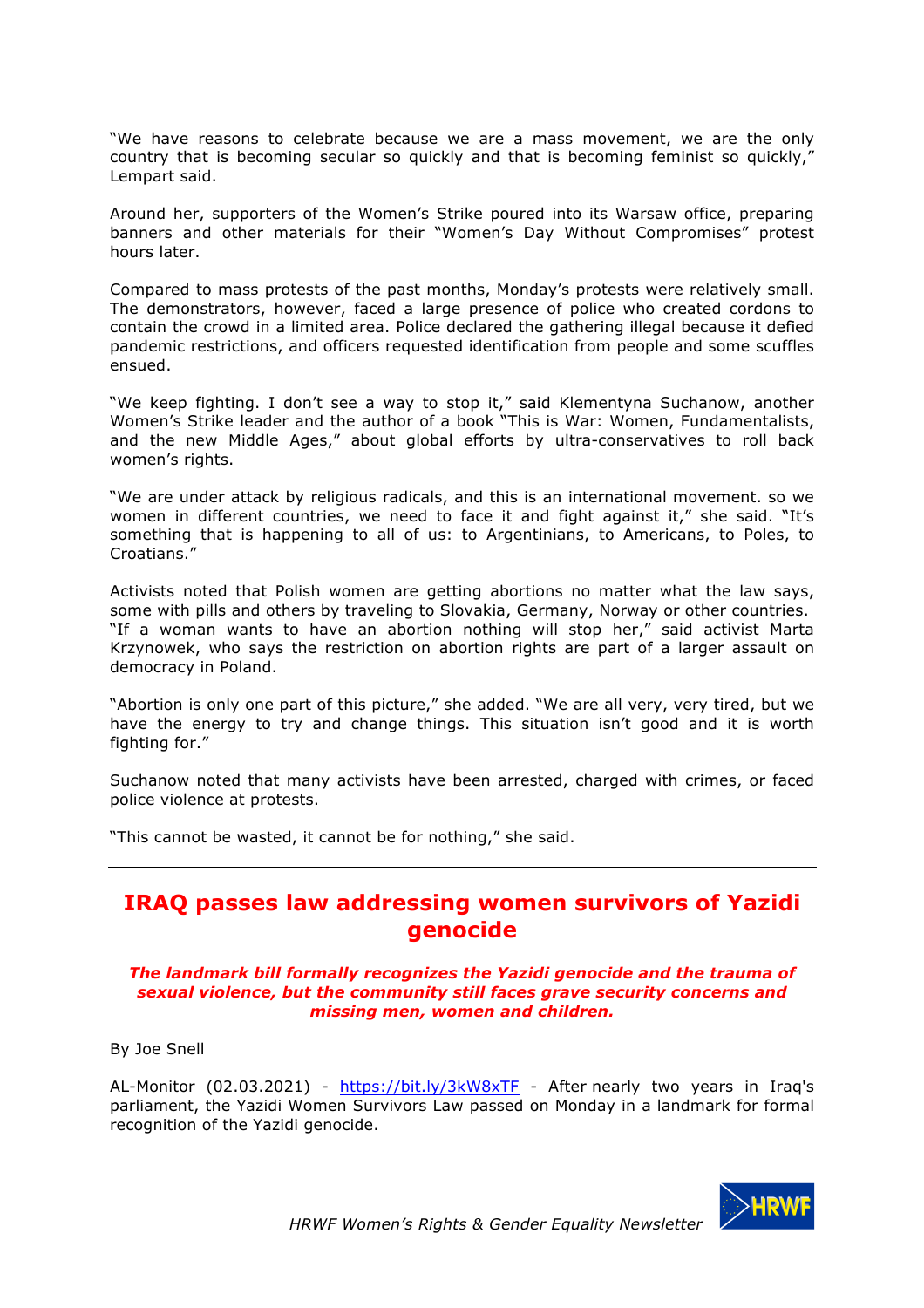"We have reasons to celebrate because we are a mass movement, we are the only country that is becoming secular so quickly and that is becoming feminist so quickly," Lempart said.

Around her, supporters of the Women's Strike poured into its Warsaw office, preparing banners and other materials for their "Women's Day Without Compromises" protest hours later.

Compared to mass protests of the past months, Monday's protests were relatively small. The demonstrators, however, faced a large presence of police who created cordons to contain the crowd in a limited area. Police declared the gathering illegal because it defied pandemic restrictions, and officers requested identification from people and some scuffles ensued.

"We keep fighting. I don't see a way to stop it," said Klementyna Suchanow, another Women's Strike leader and the author of a book "This is War: Women, Fundamentalists, and the new Middle Ages," about global efforts by ultra-conservatives to roll back women's rights.

"We are under attack by religious radicals, and this is an international movement. so we women in different countries, we need to face it and fight against it," she said. "It's something that is happening to all of us: to Argentinians, to Americans, to Poles, to Croatians."

Activists noted that Polish women are getting abortions no matter what the law says, some with pills and others by traveling to Slovakia, Germany, Norway or other countries. "If a woman wants to have an abortion nothing will stop her," said activist Marta Krzynowek, who says the restriction on abortion rights are part of a larger assault on democracy in Poland.

"Abortion is only one part of this picture," she added. "We are all very, very tired, but we have the energy to try and change things. This situation isn't good and it is worth fighting for."

Suchanow noted that many activists have been arrested, charged with crimes, or faced police violence at protests.

"This cannot be wasted, it cannot be for nothing," she said.

---

## IRAQ passes law addressing women survivors of Yazidi genocide

***The landmark bill formally recognizes the Yazidi genocide and the trauma of sexual violence, but the community still faces grave security concerns and missing men, women and children.***

By Joe Snell

AL-Monitor (02.03.2021) - https://bit.ly/3kW8xTF - After nearly two years in Iraq's parliament, the Yazidi Women Survivors Law passed on Monday in a landmark for formal recognition of the Yazidi genocide.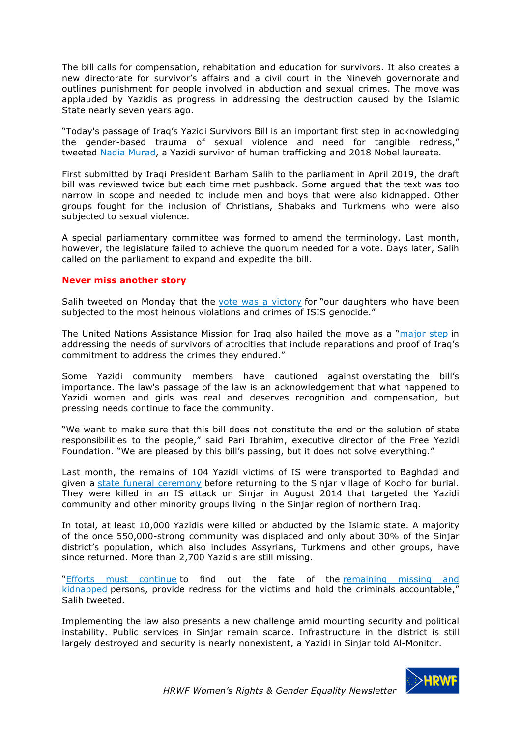The bill calls for compensation, rehabitation and education for survivors. It also creates a new directorate for survivor's affairs and a civil court in the Nineveh governorate and outlines punishment for people involved in abduction and sexual crimes. The move was applauded by Yazidis as progress in addressing the destruction caused by the Islamic State nearly seven years ago.

"Today's passage of Iraq's Yazidi Survivors Bill is an important first step in acknowledging the gender-based trauma of sexual violence and need for tangible redress," tweeted Nadia Murad, a Yazidi survivor of human trafficking and 2018 Nobel laureate.

First submitted by Iraqi President Barham Salih to the parliament in April 2019, the draft bill was reviewed twice but each time met pushback. Some argued that the text was too narrow in scope and needed to include men and boys that were also kidnapped. Other groups fought for the inclusion of Christians, Shabaks and Turkmens who were also subjected to sexual violence.

A special parliamentary committee was formed to amend the terminology. Last month, however, the legislature failed to achieve the quorum needed for a vote. Days later, Salih called on the parliament to expand and expedite the bill.

**Never miss another story**

Salih tweeted on Monday that the vote was a victory for "our daughters who have been subjected to the most heinous violations and crimes of ISIS genocide."

The United Nations Assistance Mission for Iraq also hailed the move as a "major step in addressing the needs of survivors of atrocities that include reparations and proof of Iraq's commitment to address the crimes they endured."

Some Yazidi community members have cautioned against overstating the bill's importance. The law's passage of the law is an acknowledgement that what happened to Yazidi women and girls was real and deserves recognition and compensation, but pressing needs continue to face the community.

"We want to make sure that this bill does not constitute the end or the solution of state responsibilities to the people," said Pari Ibrahim, executive director of the Free Yezidi Foundation. "We are pleased by this bill's passing, but it does not solve everything."

Last month, the remains of 104 Yazidi victims of IS were transported to Baghdad and given a state funeral ceremony before returning to the Sinjar village of Kocho for burial. They were killed in an IS attack on Sinjar in August 2014 that targeted the Yazidi community and other minority groups living in the Sinjar region of northern Iraq.

In total, at least 10,000 Yazidis were killed or abducted by the Islamic state. A majority of the once 550,000-strong community was displaced and only about 30% of the Sinjar district's population, which also includes Assyrians, Turkmens and other groups, have since returned. More than 2,700 Yazidis are still missing.

"Efforts must continue to find out the fate of the remaining missing and kidnapped persons, provide redress for the victims and hold the criminals accountable," Salih tweeted.

Implementing the law also presents a new challenge amid mounting security and political instability. Public services in Sinjar remain scarce. Infrastructure in the district is still largely destroyed and security is nearly nonexistent, a Yazidi in Sinjar told Al-Monitor.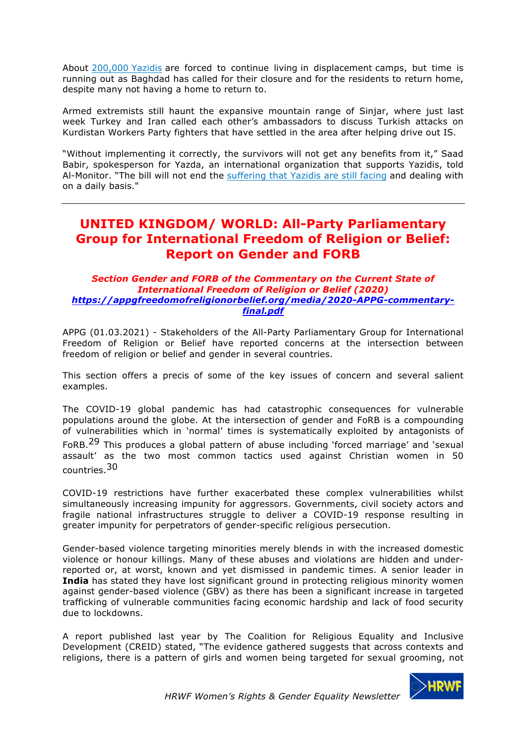About [200,000 Yazidis](#) are forced to continue living in displacement camps, but time is running out as Baghdad has called for their closure and for the residents to return home, despite many not having a home to return to.

Armed extremists still haunt the expansive mountain range of Sinjar, where just last week Turkey and Iran called each other's ambassadors to discuss Turkish attacks on Kurdistan Workers Party fighters that have settled in the area after helping drive out IS.

"Without implementing it correctly, the survivors will not get any benefits from it," Saad Babir, spokesperson for Yazda, an international organization that supports Yazidis, told Al-Monitor. "The bill will not end the [suffering that Yazidis are still facing](#) and dealing with on a daily basis."

---

## UNITED KINGDOM/ WORLD: All-Party Parliamentary Group for International Freedom of Religion or Belief: Report on Gender and FORB

***Section Gender and FORB of the Commentary on the Current State of International Freedom of Religion or Belief (2020)***
***[https://appgfreedomofreligionorbelief.org/media/2020-APPG-commentary-final.pdf](https://appgfreedomofreligionorbelief.org/media/2020-APPG-commentary-final.pdf)***

APPG (01.03.2021) - Stakeholders of the All-Party Parliamentary Group for International Freedom of Religion or Belief have reported concerns at the intersection between freedom of religion or belief and gender in several countries.

This section offers a precis of some of the key issues of concern and several salient examples.

The COVID-19 global pandemic has had catastrophic consequences for vulnerable populations around the globe. At the intersection of gender and FoRB is a compounding of vulnerabilities which in 'normal' times is systematically exploited by antagonists of FoRB.[29] This produces a global pattern of abuse including 'forced marriage' and 'sexual assault' as the two most common tactics used against Christian women in 50 countries.[30]

COVID-19 restrictions have further exacerbated these complex vulnerabilities whilst simultaneously increasing impunity for aggressors. Governments, civil society actors and fragile national infrastructures struggle to deliver a COVID-19 response resulting in greater impunity for perpetrators of gender-specific religious persecution.

Gender-based violence targeting minorities merely blends in with the increased domestic violence or honour killings. Many of these abuses and violations are hidden and under-reported or, at worst, known and yet dismissed in pandemic times. A senior leader in **India** has stated they have lost significant ground in protecting religious minority women against gender-based violence (GBV) as there has been a significant increase in targeted trafficking of vulnerable communities facing economic hardship and lack of food security due to lockdowns.

A report published last year by The Coalition for Religious Equality and Inclusive Development (CREID) stated, "The evidence gathered suggests that across contexts and religions, there is a pattern of girls and women being targeted for sexual grooming, not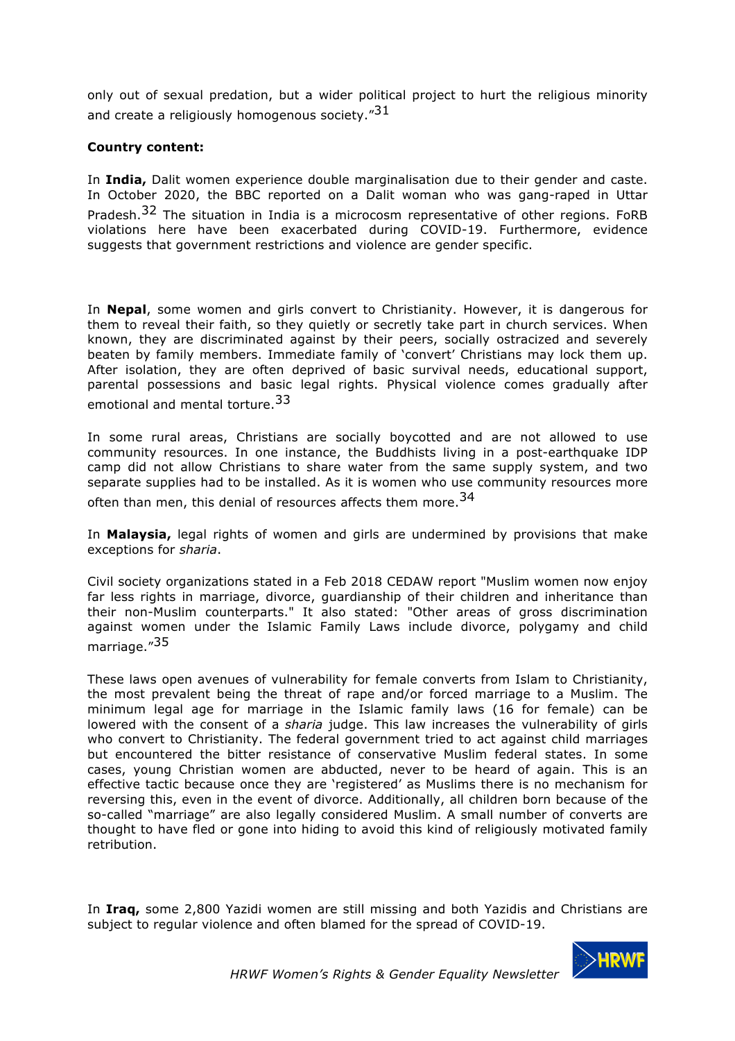only out of sexual predation, but a wider political project to hurt the religious minority and create a religiously homogenous society."[31]

**Country content:**

In **India,** Dalit women experience double marginalisation due to their gender and caste. In October 2020, the BBC reported on a Dalit woman who was gang-raped in Uttar Pradesh.[32] The situation in India is a microcosm representative of other regions. FoRB violations here have been exacerbated during COVID-19. Furthermore, evidence suggests that government restrictions and violence are gender specific.

In **Nepal**, some women and girls convert to Christianity. However, it is dangerous for them to reveal their faith, so they quietly or secretly take part in church services. When known, they are discriminated against by their peers, socially ostracized and severely beaten by family members. Immediate family of 'convert' Christians may lock them up. After isolation, they are often deprived of basic survival needs, educational support, parental possessions and basic legal rights. Physical violence comes gradually after emotional and mental torture.[33]

In some rural areas, Christians are socially boycotted and are not allowed to use community resources. In one instance, the Buddhists living in a post-earthquake IDP camp did not allow Christians to share water from the same supply system, and two separate supplies had to be installed. As it is women who use community resources more often than men, this denial of resources affects them more.[34]

In **Malaysia,** legal rights of women and girls are undermined by provisions that make exceptions for *sharia*.

Civil society organizations stated in a Feb 2018 CEDAW report "Muslim women now enjoy far less rights in marriage, divorce, guardianship of their children and inheritance than their non-Muslim counterparts." It also stated: "Other areas of gross discrimination against women under the Islamic Family Laws include divorce, polygamy and child marriage."[35]

These laws open avenues of vulnerability for female converts from Islam to Christianity, the most prevalent being the threat of rape and/or forced marriage to a Muslim. The minimum legal age for marriage in the Islamic family laws (16 for female) can be lowered with the consent of a *sharia* judge. This law increases the vulnerability of girls who convert to Christianity. The federal government tried to act against child marriages but encountered the bitter resistance of conservative Muslim federal states. In some cases, young Christian women are abducted, never to be heard of again. This is an effective tactic because once they are 'registered' as Muslims there is no mechanism for reversing this, even in the event of divorce. Additionally, all children born because of the so-called "marriage" are also legally considered Muslim. A small number of converts are thought to have fled or gone into hiding to avoid this kind of religiously motivated family retribution.

In **Iraq,** some 2,800 Yazidi women are still missing and both Yazidis and Christians are subject to regular violence and often blamed for the spread of COVID-19.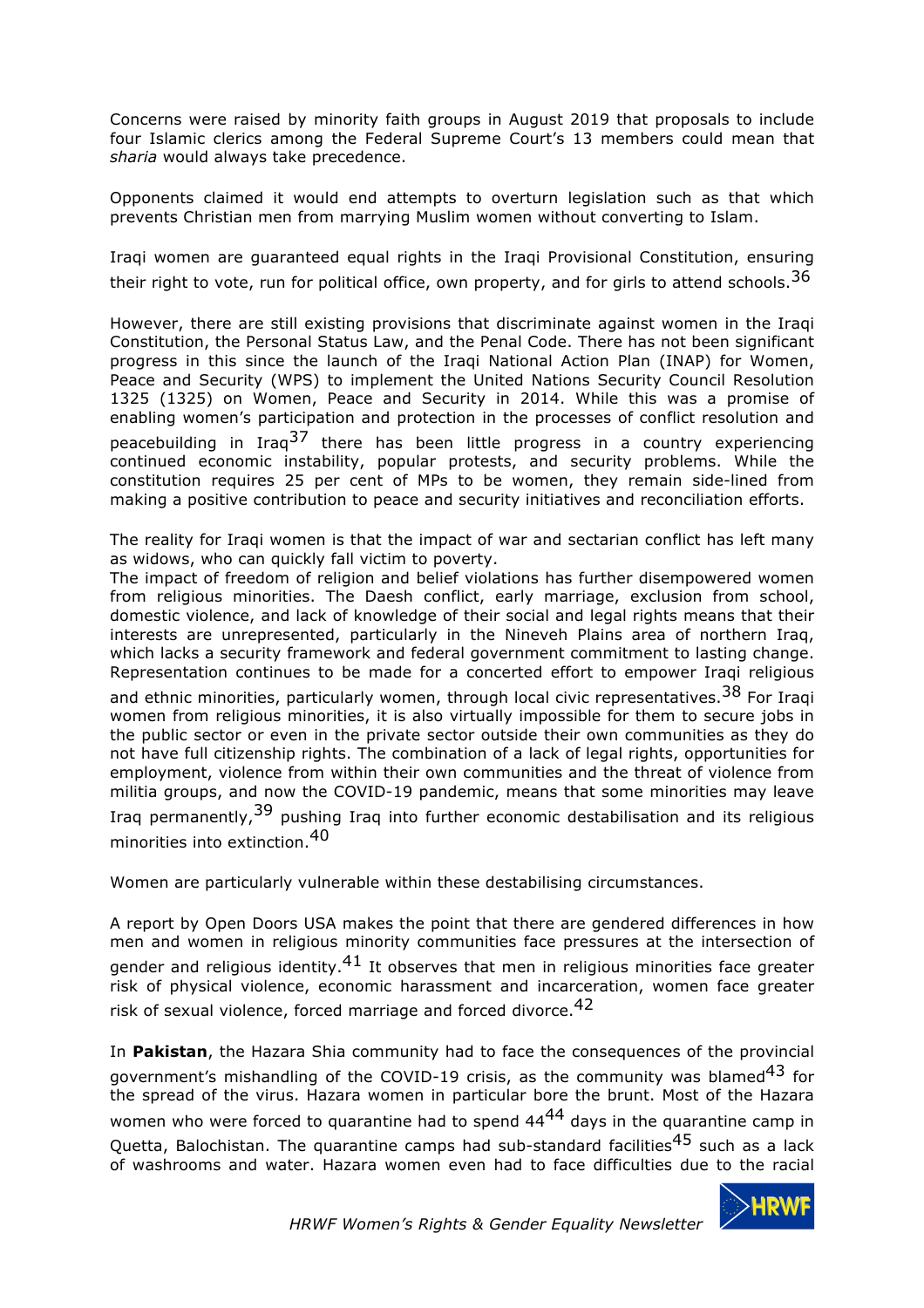Concerns were raised by minority faith groups in August 2019 that proposals to include four Islamic clerics among the Federal Supreme Court's 13 members could mean that *sharia* would always take precedence.

Opponents claimed it would end attempts to overturn legislation such as that which prevents Christian men from marrying Muslim women without converting to Islam.

Iraqi women are guaranteed equal rights in the Iraqi Provisional Constitution, ensuring their right to vote, run for political office, own property, and for girls to attend schools.[36]

However, there are still existing provisions that discriminate against women in the Iraqi Constitution, the Personal Status Law, and the Penal Code. There has not been significant progress in this since the launch of the Iraqi National Action Plan (INAP) for Women, Peace and Security (WPS) to implement the United Nations Security Council Resolution 1325 (1325) on Women, Peace and Security in 2014. While this was a promise of enabling women's participation and protection in the processes of conflict resolution and peacebuilding in Iraq[37] there has been little progress in a country experiencing continued economic instability, popular protests, and security problems. While the constitution requires 25 per cent of MPs to be women, they remain side-lined from making a positive contribution to peace and security initiatives and reconciliation efforts.

The reality for Iraqi women is that the impact of war and sectarian conflict has left many as widows, who can quickly fall victim to poverty.
The impact of freedom of religion and belief violations has further disempowered women from religious minorities. The Daesh conflict, early marriage, exclusion from school, domestic violence, and lack of knowledge of their social and legal rights means that their interests are unrepresented, particularly in the Nineveh Plains area of northern Iraq, which lacks a security framework and federal government commitment to lasting change. Representation continues to be made for a concerted effort to empower Iraqi religious and ethnic minorities, particularly women, through local civic representatives.[38] For Iraqi women from religious minorities, it is also virtually impossible for them to secure jobs in the public sector or even in the private sector outside their own communities as they do not have full citizenship rights. The combination of a lack of legal rights, opportunities for employment, violence from within their own communities and the threat of violence from militia groups, and now the COVID-19 pandemic, means that some minorities may leave Iraq permanently,[39] pushing Iraq into further economic destabilisation and its religious minorities into extinction.[40]

Women are particularly vulnerable within these destabilising circumstances.

A report by Open Doors USA makes the point that there are gendered differences in how men and women in religious minority communities face pressures at the intersection of gender and religious identity.[41] It observes that men in religious minorities face greater risk of physical violence, economic harassment and incarceration, women face greater risk of sexual violence, forced marriage and forced divorce.[42]

In **Pakistan**, the Hazara Shia community had to face the consequences of the provincial government's mishandling of the COVID-19 crisis, as the community was blamed[43] for the spread of the virus. Hazara women in particular bore the brunt. Most of the Hazara women who were forced to quarantine had to spend 44[44] days in the quarantine camp in Quetta, Balochistan. The quarantine camps had sub-standard facilities[45] such as a lack of washrooms and water. Hazara women even had to face difficulties due to the racial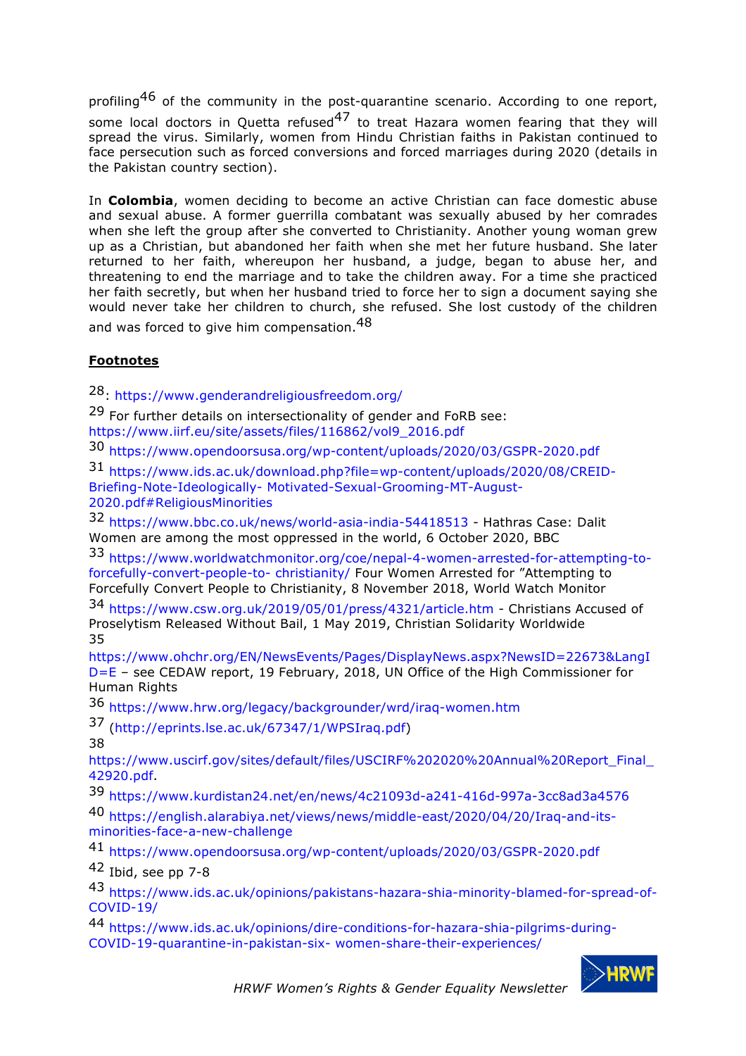profiling[46] of the community in the post-quarantine scenario. According to one report, some local doctors in Quetta refused[47] to treat Hazara women fearing that they will spread the virus. Similarly, women from Hindu Christian faiths in Pakistan continued to face persecution such as forced conversions and forced marriages during 2020 (details in the Pakistan country section).

In **Colombia**, women deciding to become an active Christian can face domestic abuse and sexual abuse. A former guerrilla combatant was sexually abused by her comrades when she left the group after she converted to Christianity. Another young woman grew up as a Christian, but abandoned her faith when she met her future husband. She later returned to her faith, whereupon her husband, a judge, began to abuse her, and threatening to end the marriage and to take the children away. For a time she practiced her faith secretly, but when her husband tried to force her to sign a document saying she would never take her children to church, she refused. She lost custody of the children and was forced to give him compensation.[48]

**Footnotes**

28: https://www.genderandreligiousfreedom.org/

29 For further details on intersectionality of gender and FoRB see: https://www.iirf.eu/site/assets/files/116862/vol9_2016.pdf

30 https://www.opendoorsusa.org/wp-content/uploads/2020/03/GSPR-2020.pdf

31 https://www.ids.ac.uk/download.php?file=wp-content/uploads/2020/08/CREID-Briefing-Note-Ideologically- Motivated-Sexual-Grooming-MT-August-2020.pdf#ReligiousMinorities

32 https://www.bbc.co.uk/news/world-asia-india-54418513 - Hathras Case: Dalit Women are among the most oppressed in the world, 6 October 2020, BBC

33 https://www.worldwatchmonitor.org/coe/nepal-4-women-arrested-for-attempting-to-forcefully-convert-people-to- christianity/ Four Women Arrested for "Attempting to Forcefully Convert People to Christianity, 8 November 2018, World Watch Monitor

34 https://www.csw.org.uk/2019/05/01/press/4321/article.htm - Christians Accused of Proselytism Released Without Bail, 1 May 2019, Christian Solidarity Worldwide

35 https://www.ohchr.org/EN/NewsEvents/Pages/DisplayNews.aspx?NewsID=22673&LangID=E – see CEDAW report, 19 February, 2018, UN Office of the High Commissioner for Human Rights

36 https://www.hrw.org/legacy/backgrounder/wrd/iraq-women.htm

37 (http://eprints.lse.ac.uk/67347/1/WPSIraq.pdf)

38 https://www.uscirf.gov/sites/default/files/USCIRF%202020%20Annual%20Report_Final_42920.pdf.

39 https://www.kurdistan24.net/en/news/4c21093d-a241-416d-997a-3cc8ad3a4576

40 https://english.alarabiya.net/views/news/middle-east/2020/04/20/Iraq-and-its-minorities-face-a-new-challenge

41 https://www.opendoorsusa.org/wp-content/uploads/2020/03/GSPR-2020.pdf

42 Ibid, see pp 7-8

43 https://www.ids.ac.uk/opinions/pakistans-hazara-shia-minority-blamed-for-spread-of-COVID-19/

44 https://www.ids.ac.uk/opinions/dire-conditions-for-hazara-shia-pilgrims-during-COVID-19-quarantine-in-pakistan-six- women-share-their-experiences/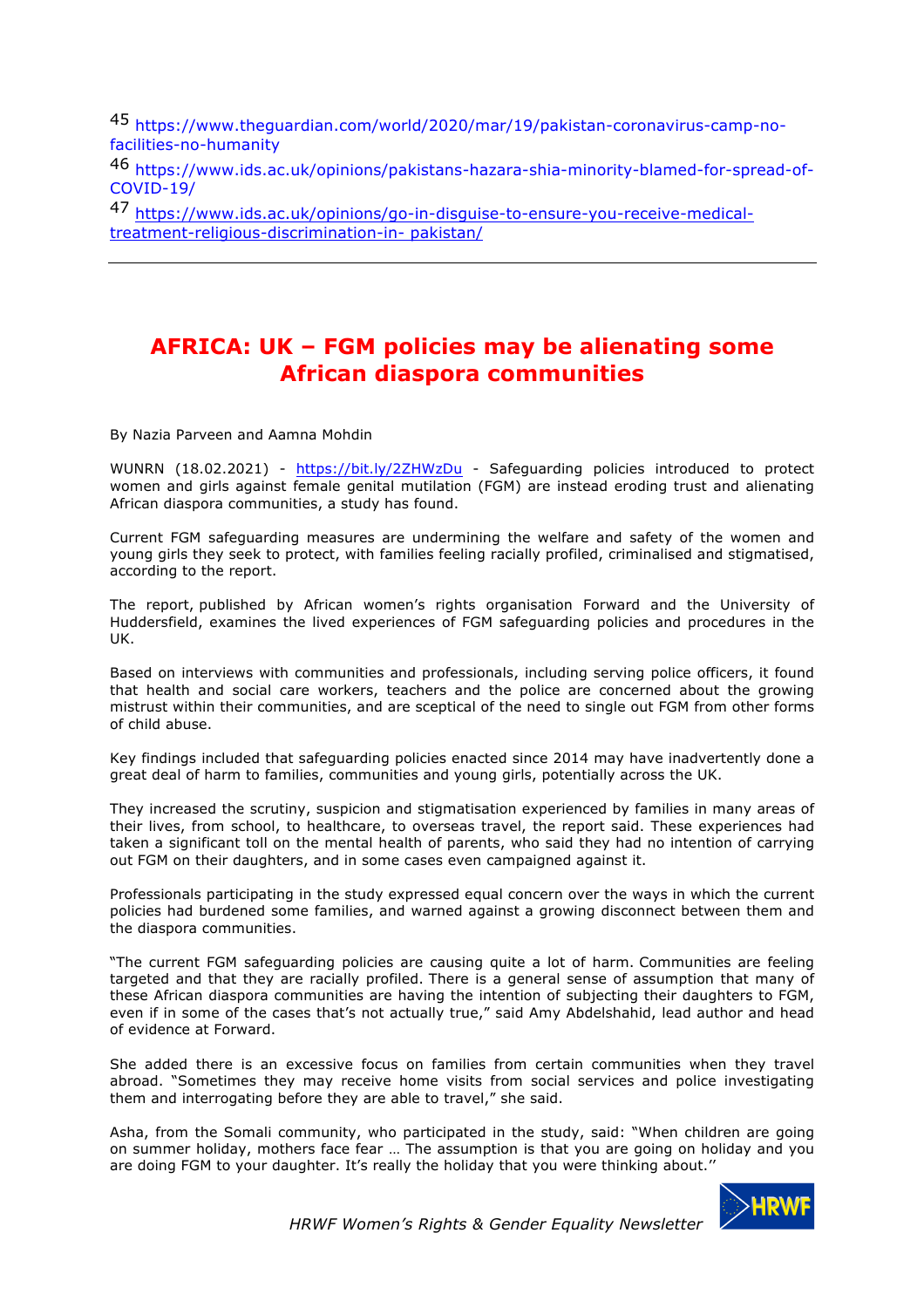[45] https://www.theguardian.com/world/2020/mar/19/pakistan-coronavirus-camp-no-facilities-no-humanity

[46] https://www.ids.ac.uk/opinions/pakistans-hazara-shia-minority-blamed-for-spread-of-COVID-19/

[47] https://www.ids.ac.uk/opinions/go-in-disguise-to-ensure-you-receive-medical-treatment-religious-discrimination-in- pakistan/

---

# AFRICA: UK – FGM policies may be alienating some African diaspora communities

By Nazia Parveen and Aamna Mohdin

WUNRN (18.02.2021) - https://bit.ly/2ZHWzDu - Safeguarding policies introduced to protect women and girls against female genital mutilation (FGM) are instead eroding trust and alienating African diaspora communities, a study has found.

Current FGM safeguarding measures are undermining the welfare and safety of the women and young girls they seek to protect, with families feeling racially profiled, criminalised and stigmatised, according to the report.

The report, published by African women's rights organisation Forward and the University of Huddersfield, examines the lived experiences of FGM safeguarding policies and procedures in the UK.

Based on interviews with communities and professionals, including serving police officers, it found that health and social care workers, teachers and the police are concerned about the growing mistrust within their communities, and are sceptical of the need to single out FGM from other forms of child abuse.

Key findings included that safeguarding policies enacted since 2014 may have inadvertently done a great deal of harm to families, communities and young girls, potentially across the UK.

They increased the scrutiny, suspicion and stigmatisation experienced by families in many areas of their lives, from school, to healthcare, to overseas travel, the report said. These experiences had taken a significant toll on the mental health of parents, who said they had no intention of carrying out FGM on their daughters, and in some cases even campaigned against it.

Professionals participating in the study expressed equal concern over the ways in which the current policies had burdened some families, and warned against a growing disconnect between them and the diaspora communities.

"The current FGM safeguarding policies are causing quite a lot of harm. Communities are feeling targeted and that they are racially profiled. There is a general sense of assumption that many of these African diaspora communities are having the intention of subjecting their daughters to FGM, even if in some of the cases that's not actually true," said Amy Abdelshahid, lead author and head of evidence at Forward.

She added there is an excessive focus on families from certain communities when they travel abroad. "Sometimes they may receive home visits from social services and police investigating them and interrogating before they are able to travel," she said.

Asha, from the Somali community, who participated in the study, said: "When children are going on summer holiday, mothers face fear … The assumption is that you are going on holiday and you are doing FGM to your daughter. It's really the holiday that you were thinking about.''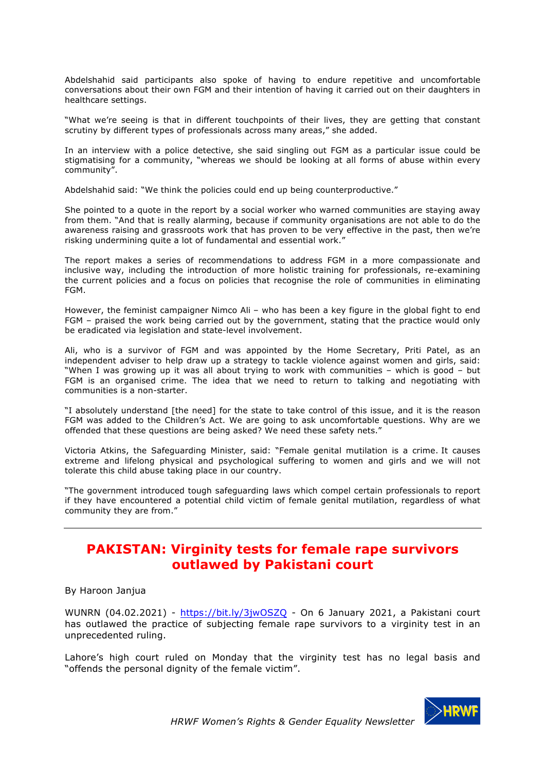Abdelshahid said participants also spoke of having to endure repetitive and uncomfortable conversations about their own FGM and their intention of having it carried out on their daughters in healthcare settings.

"What we're seeing is that in different touchpoints of their lives, they are getting that constant scrutiny by different types of professionals across many areas," she added.

In an interview with a police detective, she said singling out FGM as a particular issue could be stigmatising for a community, "whereas we should be looking at all forms of abuse within every community".

Abdelshahid said: "We think the policies could end up being counterproductive."

She pointed to a quote in the report by a social worker who warned communities are staying away from them. "And that is really alarming, because if community organisations are not able to do the awareness raising and grassroots work that has proven to be very effective in the past, then we're risking undermining quite a lot of fundamental and essential work."

The report makes a series of recommendations to address FGM in a more compassionate and inclusive way, including the introduction of more holistic training for professionals, re-examining the current policies and a focus on policies that recognise the role of communities in eliminating FGM.

However, the feminist campaigner Nimco Ali – who has been a key figure in the global fight to end FGM – praised the work being carried out by the government, stating that the practice would only be eradicated via legislation and state-level involvement.

Ali, who is a survivor of FGM and was appointed by the Home Secretary, Priti Patel, as an independent adviser to help draw up a strategy to tackle violence against women and girls, said: "When I was growing up it was all about trying to work with communities – which is good – but FGM is an organised crime. The idea that we need to return to talking and negotiating with communities is a non-starter.

"I absolutely understand [the need] for the state to take control of this issue, and it is the reason FGM was added to the Children's Act. We are going to ask uncomfortable questions. Why are we offended that these questions are being asked? We need these safety nets."

Victoria Atkins, the Safeguarding Minister, said: "Female genital mutilation is a crime. It causes extreme and lifelong physical and psychological suffering to women and girls and we will not tolerate this child abuse taking place in our country.

"The government introduced tough safeguarding laws which compel certain professionals to report if they have encountered a potential child victim of female genital mutilation, regardless of what community they are from."

---

## PAKISTAN: Virginity tests for female rape survivors outlawed by Pakistani court

By Haroon Janjua

WUNRN (04.02.2021) - https://bit.ly/3jwOSZQ - On 6 January 2021, a Pakistani court has outlawed the practice of subjecting female rape survivors to a virginity test in an unprecedented ruling.

Lahore's high court ruled on Monday that the virginity test has no legal basis and "offends the personal dignity of the female victim".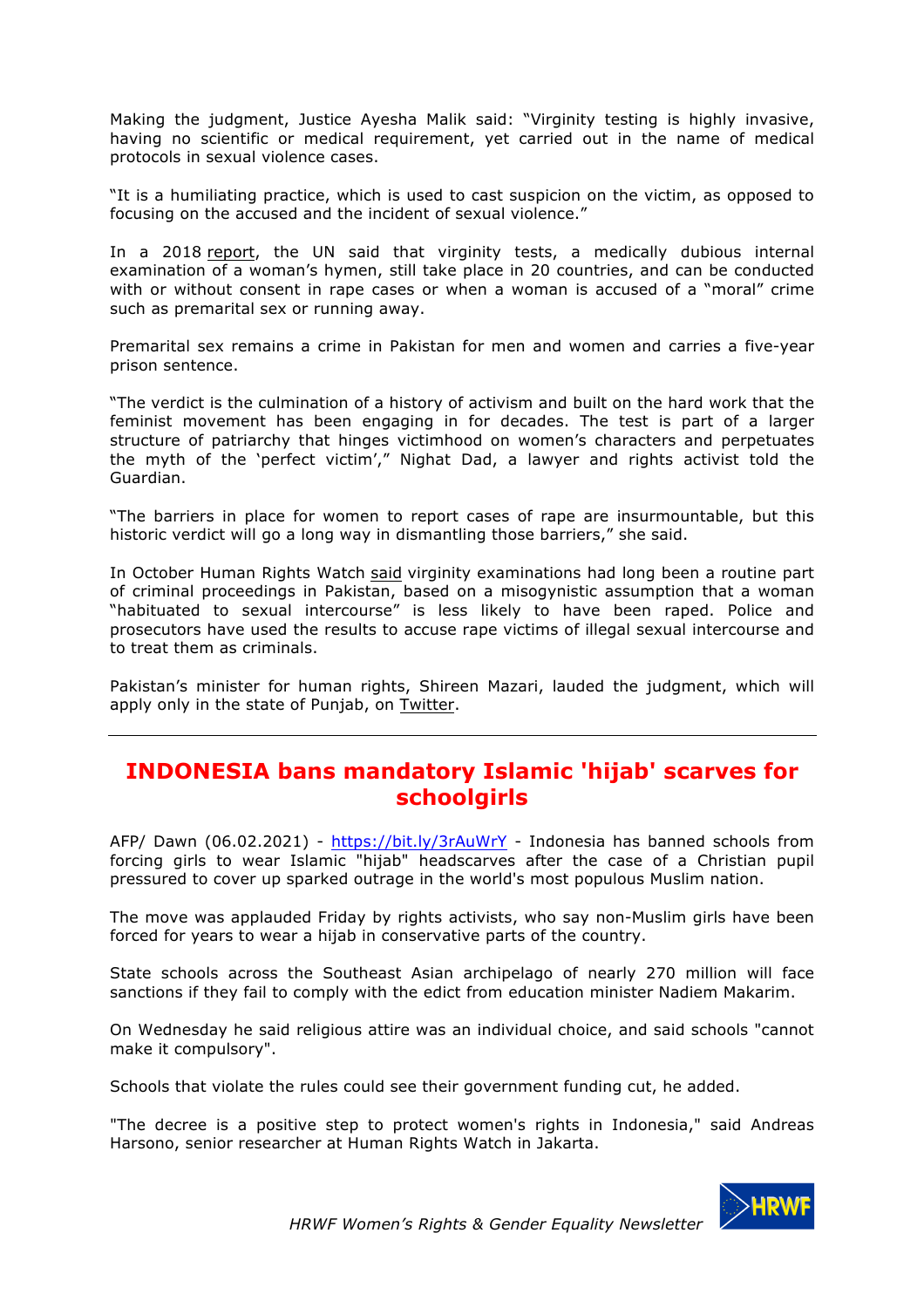Making the judgment, Justice Ayesha Malik said: "Virginity testing is highly invasive, having no scientific or medical requirement, yet carried out in the name of medical protocols in sexual violence cases.

"It is a humiliating practice, which is used to cast suspicion on the victim, as opposed to focusing on the accused and the incident of sexual violence."

In a 2018 report, the UN said that virginity tests, a medically dubious internal examination of a woman's hymen, still take place in 20 countries, and can be conducted with or without consent in rape cases or when a woman is accused of a "moral" crime such as premarital sex or running away.

Premarital sex remains a crime in Pakistan for men and women and carries a five-year prison sentence.

"The verdict is the culmination of a history of activism and built on the hard work that the feminist movement has been engaging in for decades. The test is part of a larger structure of patriarchy that hinges victimhood on women's characters and perpetuates the myth of the 'perfect victim'," Nighat Dad, a lawyer and rights activist told the Guardian.

"The barriers in place for women to report cases of rape are insurmountable, but this historic verdict will go a long way in dismantling those barriers," she said.

In October Human Rights Watch said virginity examinations had long been a routine part of criminal proceedings in Pakistan, based on a misogynistic assumption that a woman "habituated to sexual intercourse" is less likely to have been raped. Police and prosecutors have used the results to accuse rape victims of illegal sexual intercourse and to treat them as criminals.

Pakistan's minister for human rights, Shireen Mazari, lauded the judgment, which will apply only in the state of Punjab, on Twitter.

---

## INDONESIA bans mandatory Islamic 'hijab' scarves for schoolgirls

AFP/ Dawn (06.02.2021) - https://bit.ly/3rAuWrY - Indonesia has banned schools from forcing girls to wear Islamic "hijab" headscarves after the case of a Christian pupil pressured to cover up sparked outrage in the world's most populous Muslim nation.

The move was applauded Friday by rights activists, who say non-Muslim girls have been forced for years to wear a hijab in conservative parts of the country.

State schools across the Southeast Asian archipelago of nearly 270 million will face sanctions if they fail to comply with the edict from education minister Nadiem Makarim.

On Wednesday he said religious attire was an individual choice, and said schools "cannot make it compulsory".

Schools that violate the rules could see their government funding cut, he added.

"The decree is a positive step to protect women's rights in Indonesia," said Andreas Harsono, senior researcher at Human Rights Watch in Jakarta.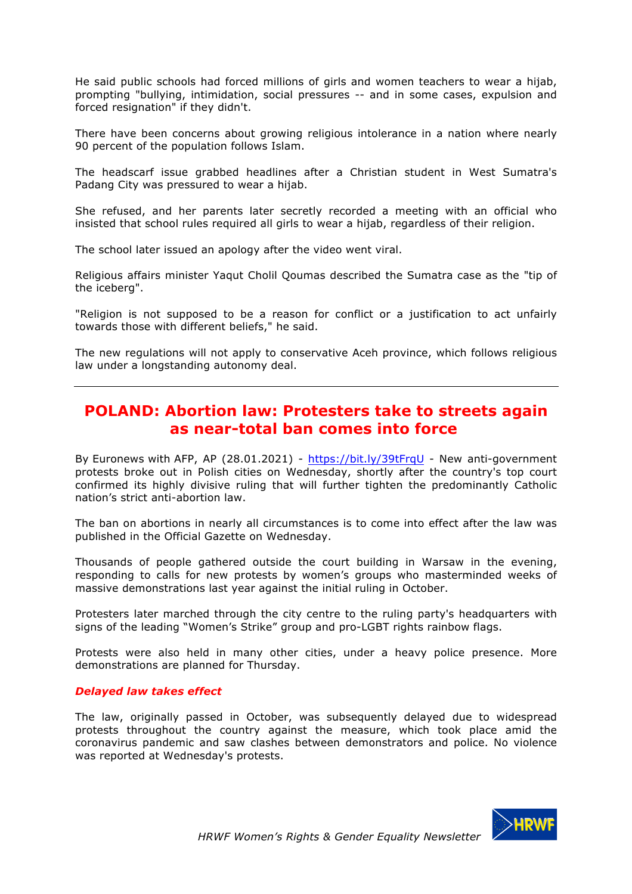He said public schools had forced millions of girls and women teachers to wear a hijab, prompting "bullying, intimidation, social pressures -- and in some cases, expulsion and forced resignation" if they didn't.

There have been concerns about growing religious intolerance in a nation where nearly 90 percent of the population follows Islam.

The headscarf issue grabbed headlines after a Christian student in West Sumatra's Padang City was pressured to wear a hijab.

She refused, and her parents later secretly recorded a meeting with an official who insisted that school rules required all girls to wear a hijab, regardless of their religion.

The school later issued an apology after the video went viral.

Religious affairs minister Yaqut Cholil Qoumas described the Sumatra case as the "tip of the iceberg".

"Religion is not supposed to be a reason for conflict or a justification to act unfairly towards those with different beliefs," he said.

The new regulations will not apply to conservative Aceh province, which follows religious law under a longstanding autonomy deal.

---

## POLAND: Abortion law: Protesters take to streets again as near-total ban comes into force

By Euronews with AFP, AP (28.01.2021) - https://bit.ly/39tFrqU - New anti-government protests broke out in Polish cities on Wednesday, shortly after the country's top court confirmed its highly divisive ruling that will further tighten the predominantly Catholic nation's strict anti-abortion law.

The ban on abortions in nearly all circumstances is to come into effect after the law was published in the Official Gazette on Wednesday.

Thousands of people gathered outside the court building in Warsaw in the evening, responding to calls for new protests by women's groups who masterminded weeks of massive demonstrations last year against the initial ruling in October.

Protesters later marched through the city centre to the ruling party's headquarters with signs of the leading "Women's Strike" group and pro-LGBT rights rainbow flags.

Protests were also held in many other cities, under a heavy police presence. More demonstrations are planned for Thursday.

### *Delayed law takes effect*

The law, originally passed in October, was subsequently delayed due to widespread protests throughout the country against the measure, which took place amid the coronavirus pandemic and saw clashes between demonstrators and police. No violence was reported at Wednesday's protests.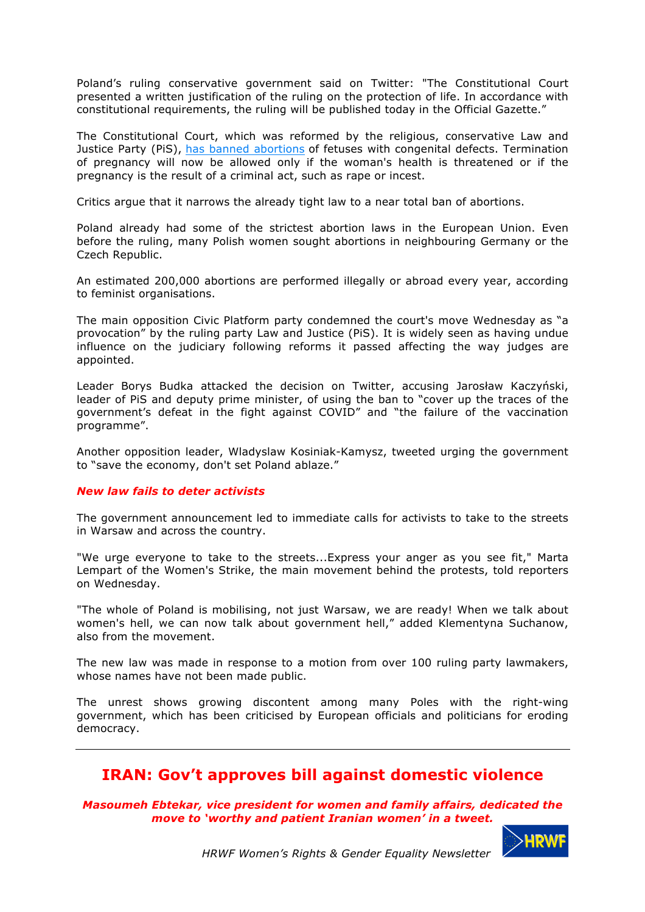Poland's ruling conservative government said on Twitter: "The Constitutional Court presented a written justification of the ruling on the protection of life. In accordance with constitutional requirements, the ruling will be published today in the Official Gazette."

The Constitutional Court, which was reformed by the religious, conservative Law and Justice Party (PiS), has banned abortions of fetuses with congenital defects. Termination of pregnancy will now be allowed only if the woman's health is threatened or if the pregnancy is the result of a criminal act, such as rape or incest.

Critics argue that it narrows the already tight law to a near total ban of abortions.

Poland already had some of the strictest abortion laws in the European Union. Even before the ruling, many Polish women sought abortions in neighbouring Germany or the Czech Republic.

An estimated 200,000 abortions are performed illegally or abroad every year, according to feminist organisations.

The main opposition Civic Platform party condemned the court's move Wednesday as "a provocation" by the ruling party Law and Justice (PiS). It is widely seen as having undue influence on the judiciary following reforms it passed affecting the way judges are appointed.

Leader Borys Budka attacked the decision on Twitter, accusing Jarosław Kaczyński, leader of PiS and deputy prime minister, of using the ban to "cover up the traces of the government's defeat in the fight against COVID" and "the failure of the vaccination programme".

Another opposition leader, Wladyslaw Kosiniak-Kamysz, tweeted urging the government to "save the economy, don't set Poland ablaze."

***New law fails to deter activists***

The government announcement led to immediate calls for activists to take to the streets in Warsaw and across the country.

"We urge everyone to take to the streets...Express your anger as you see fit," Marta Lempart of the Women's Strike, the main movement behind the protests, told reporters on Wednesday.

"The whole of Poland is mobilising, not just Warsaw, we are ready! When we talk about women's hell, we can now talk about government hell," added Klementyna Suchanow, also from the movement.

The new law was made in response to a motion from over 100 ruling party lawmakers, whose names have not been made public.

The unrest shows growing discontent among many Poles with the right-wing government, which has been criticised by European officials and politicians for eroding democracy.

---

## IRAN: Gov't approves bill against domestic violence

***Masoumeh Ebtekar, vice president for women and family affairs, dedicated the move to 'worthy and patient Iranian women' in a tweet.***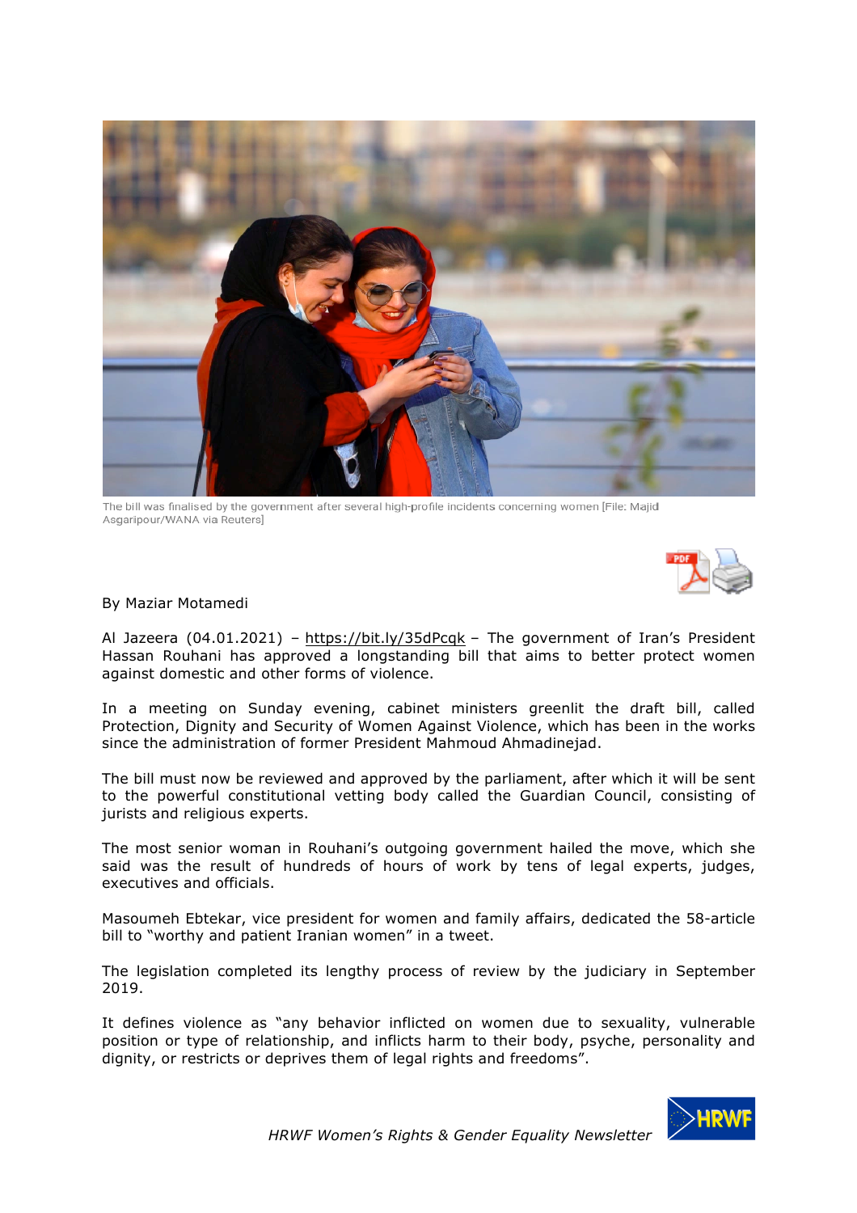The bill was finalised by the government after several high-profile incidents concerning women [File: Majid Asgaripour/WANA via Reuters]

By Maziar Motamedi

Al Jazeera (04.01.2021) – https://bit.ly/35dPcqk – The government of Iran's President Hassan Rouhani has approved a longstanding bill that aims to better protect women against domestic and other forms of violence.

In a meeting on Sunday evening, cabinet ministers greenlit the draft bill, called Protection, Dignity and Security of Women Against Violence, which has been in the works since the administration of former President Mahmoud Ahmadinejad.

The bill must now be reviewed and approved by the parliament, after which it will be sent to the powerful constitutional vetting body called the Guardian Council, consisting of jurists and religious experts.

The most senior woman in Rouhani's outgoing government hailed the move, which she said was the result of hundreds of hours of work by tens of legal experts, judges, executives and officials.

Masoumeh Ebtekar, vice president for women and family affairs, dedicated the 58-article bill to "worthy and patient Iranian women" in a tweet.

The legislation completed its lengthy process of review by the judiciary in September 2019.

It defines violence as "any behavior inflicted on women due to sexuality, vulnerable position or type of relationship, and inflicts harm to their body, psyche, personality and dignity, or restricts or deprives them of legal rights and freedoms".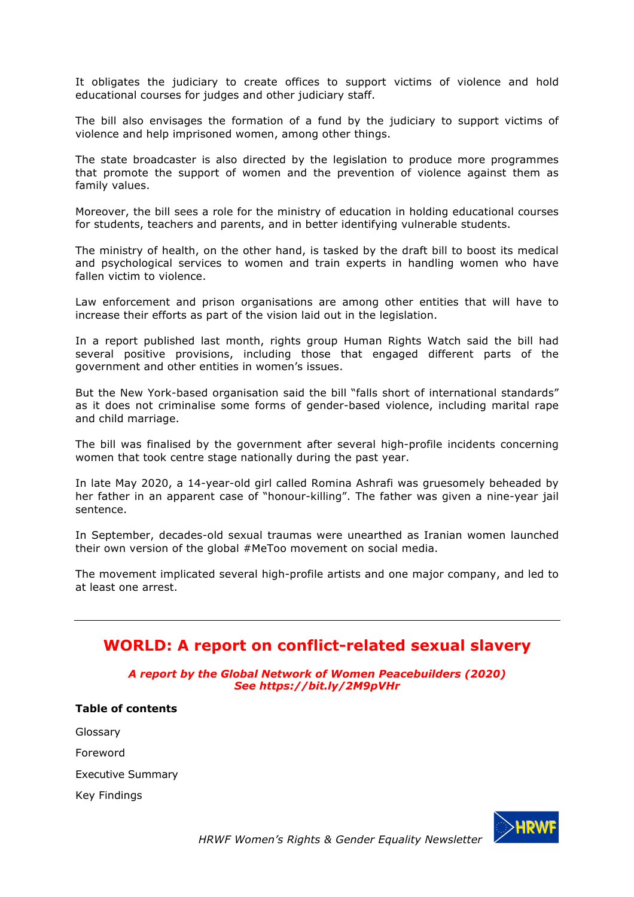It obligates the judiciary to create offices to support victims of violence and hold educational courses for judges and other judiciary staff.

The bill also envisages the formation of a fund by the judiciary to support victims of violence and help imprisoned women, among other things.

The state broadcaster is also directed by the legislation to produce more programmes that promote the support of women and the prevention of violence against them as family values.

Moreover, the bill sees a role for the ministry of education in holding educational courses for students, teachers and parents, and in better identifying vulnerable students.

The ministry of health, on the other hand, is tasked by the draft bill to boost its medical and psychological services to women and train experts in handling women who have fallen victim to violence.

Law enforcement and prison organisations are among other entities that will have to increase their efforts as part of the vision laid out in the legislation.

In a report published last month, rights group Human Rights Watch said the bill had several positive provisions, including those that engaged different parts of the government and other entities in women's issues.

But the New York-based organisation said the bill "falls short of international standards" as it does not criminalise some forms of gender-based violence, including marital rape and child marriage.

The bill was finalised by the government after several high-profile incidents concerning women that took centre stage nationally during the past year.

In late May 2020, a 14-year-old girl called Romina Ashrafi was gruesomely beheaded by her father in an apparent case of "honour-killing". The father was given a nine-year jail sentence.

In September, decades-old sexual traumas were unearthed as Iranian women launched their own version of the global #MeToo movement on social media.

The movement implicated several high-profile artists and one major company, and led to at least one arrest.

---

## WORLD: A report on conflict-related sexual slavery

***A report by the Global Network of Women Peacebuilders (2020)***
***See https://bit.ly/2M9pVHr***

**Table of contents**

Glossary

Foreword

Executive Summary

Key Findings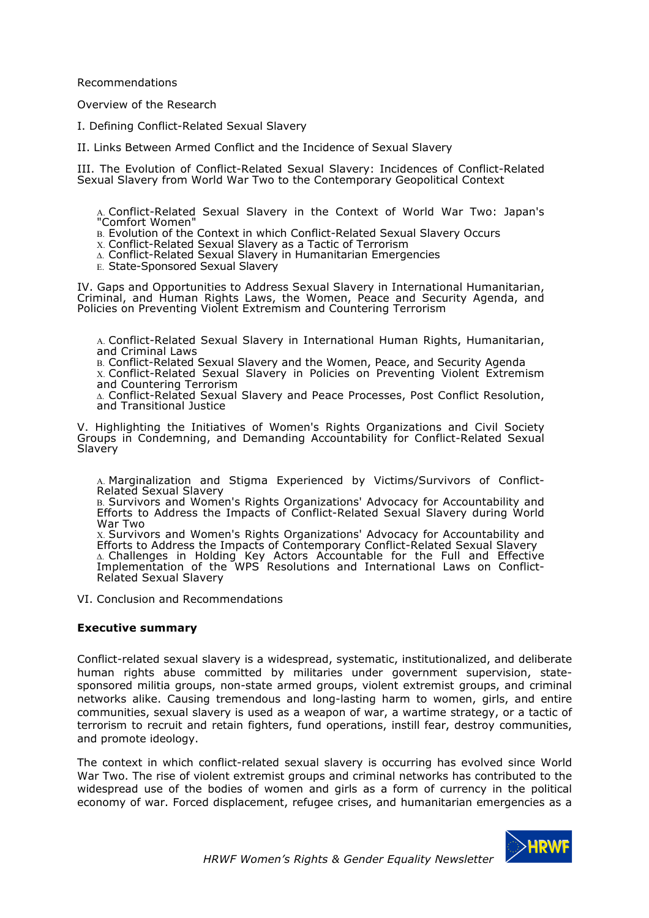Recommendations

Overview of the Research

I. Defining Conflict-Related Sexual Slavery

II. Links Between Armed Conflict and the Incidence of Sexual Slavery

III. The Evolution of Conflict-Related Sexual Slavery: Incidences of Conflict-Related Sexual Slavery from World War Two to the Contemporary Geopolitical Context

- A. Conflict-Related Sexual Slavery in the Context of World War Two: Japan's "Comfort Women"
- B. Evolution of the Context in which Conflict-Related Sexual Slavery Occurs
- Χ. Conflict-Related Sexual Slavery as a Tactic of Terrorism
- Δ. Conflict-Related Sexual Slavery in Humanitarian Emergencies
- E. State-Sponsored Sexual Slavery

IV. Gaps and Opportunities to Address Sexual Slavery in International Humanitarian, Criminal, and Human Rights Laws, the Women, Peace and Security Agenda, and Policies on Preventing Violent Extremism and Countering Terrorism

- A. Conflict-Related Sexual Slavery in International Human Rights, Humanitarian, and Criminal Laws
- B. Conflict-Related Sexual Slavery and the Women, Peace, and Security Agenda
- Χ. Conflict-Related Sexual Slavery in Policies on Preventing Violent Extremism and Countering Terrorism
- Δ. Conflict-Related Sexual Slavery and Peace Processes, Post Conflict Resolution, and Transitional Justice

V. Highlighting the Initiatives of Women's Rights Organizations and Civil Society Groups in Condemning, and Demanding Accountability for Conflict-Related Sexual Slavery

- A. Marginalization and Stigma Experienced by Victims/Survivors of Conflict-Related Sexual Slavery
- B. Survivors and Women's Rights Organizations' Advocacy for Accountability and Efforts to Address the Impacts of Conflict-Related Sexual Slavery during World War Two
- Χ. Survivors and Women's Rights Organizations' Advocacy for Accountability and Efforts to Address the Impacts of Contemporary Conflict-Related Sexual Slavery
- Δ. Challenges in Holding Key Actors Accountable for the Full and Effective Implementation of the WPS Resolutions and International Laws on Conflict-Related Sexual Slavery

VI. Conclusion and Recommendations

**Executive summary**

Conflict-related sexual slavery is a widespread, systematic, institutionalized, and deliberate human rights abuse committed by militaries under government supervision, state-sponsored militia groups, non-state armed groups, violent extremist groups, and criminal networks alike. Causing tremendous and long-lasting harm to women, girls, and entire communities, sexual slavery is used as a weapon of war, a wartime strategy, or a tactic of terrorism to recruit and retain fighters, fund operations, instill fear, destroy communities, and promote ideology.

The context in which conflict-related sexual slavery is occurring has evolved since World War Two. The rise of violent extremist groups and criminal networks has contributed to the widespread use of the bodies of women and girls as a form of currency in the political economy of war. Forced displacement, refugee crises, and humanitarian emergencies as a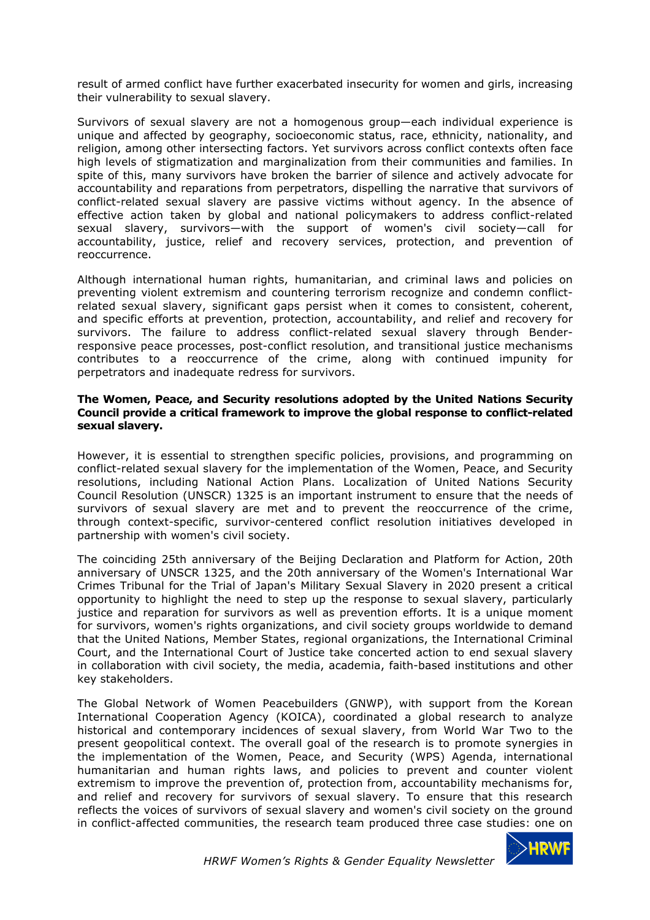result of armed conflict have further exacerbated insecurity for women and girls, increasing their vulnerability to sexual slavery.

Survivors of sexual slavery are not a homogenous group—each individual experience is unique and affected by geography, socioeconomic status, race, ethnicity, nationality, and religion, among other intersecting factors. Yet survivors across conflict contexts often face high levels of stigmatization and marginalization from their communities and families. In spite of this, many survivors have broken the barrier of silence and actively advocate for accountability and reparations from perpetrators, dispelling the narrative that survivors of conflict-related sexual slavery are passive victims without agency. In the absence of effective action taken by global and national policymakers to address conflict-related sexual slavery, survivors—with the support of women's civil society—call for accountability, justice, relief and recovery services, protection, and prevention of reoccurrence.

Although international human rights, humanitarian, and criminal laws and policies on preventing violent extremism and countering terrorism recognize and condemn conflict-related sexual slavery, significant gaps persist when it comes to consistent, coherent, and specific efforts at prevention, protection, accountability, and relief and recovery for survivors. The failure to address conflict-related sexual slavery through Bender-responsive peace processes, post-conflict resolution, and transitional justice mechanisms contributes to a reoccurrence of the crime, along with continued impunity for perpetrators and inadequate redress for survivors.

**The Women, Peace, and Security resolutions adopted by the United Nations Security Council provide a critical framework to improve the global response to conflict-related sexual slavery.**

However, it is essential to strengthen specific policies, provisions, and programming on conflict-related sexual slavery for the implementation of the Women, Peace, and Security resolutions, including National Action Plans. Localization of United Nations Security Council Resolution (UNSCR) 1325 is an important instrument to ensure that the needs of survivors of sexual slavery are met and to prevent the reoccurrence of the crime, through context-specific, survivor-centered conflict resolution initiatives developed in partnership with women's civil society.

The coinciding 25th anniversary of the Beijing Declaration and Platform for Action, 20th anniversary of UNSCR 1325, and the 20th anniversary of the Women's International War Crimes Tribunal for the Trial of Japan's Military Sexual Slavery in 2020 present a critical opportunity to highlight the need to step up the response to sexual slavery, particularly justice and reparation for survivors as well as prevention efforts. It is a unique moment for survivors, women's rights organizations, and civil society groups worldwide to demand that the United Nations, Member States, regional organizations, the International Criminal Court, and the International Court of Justice take concerted action to end sexual slavery in collaboration with civil society, the media, academia, faith-based institutions and other key stakeholders.

The Global Network of Women Peacebuilders (GNWP), with support from the Korean International Cooperation Agency (KOICA), coordinated a global research to analyze historical and contemporary incidences of sexual slavery, from World War Two to the present geopolitical context. The overall goal of the research is to promote synergies in the implementation of the Women, Peace, and Security (WPS) Agenda, international humanitarian and human rights laws, and policies to prevent and counter violent extremism to improve the prevention of, protection from, accountability mechanisms for, and relief and recovery for survivors of sexual slavery. To ensure that this research reflects the voices of survivors of sexual slavery and women's civil society on the ground in conflict-affected communities, the research team produced three case studies: one on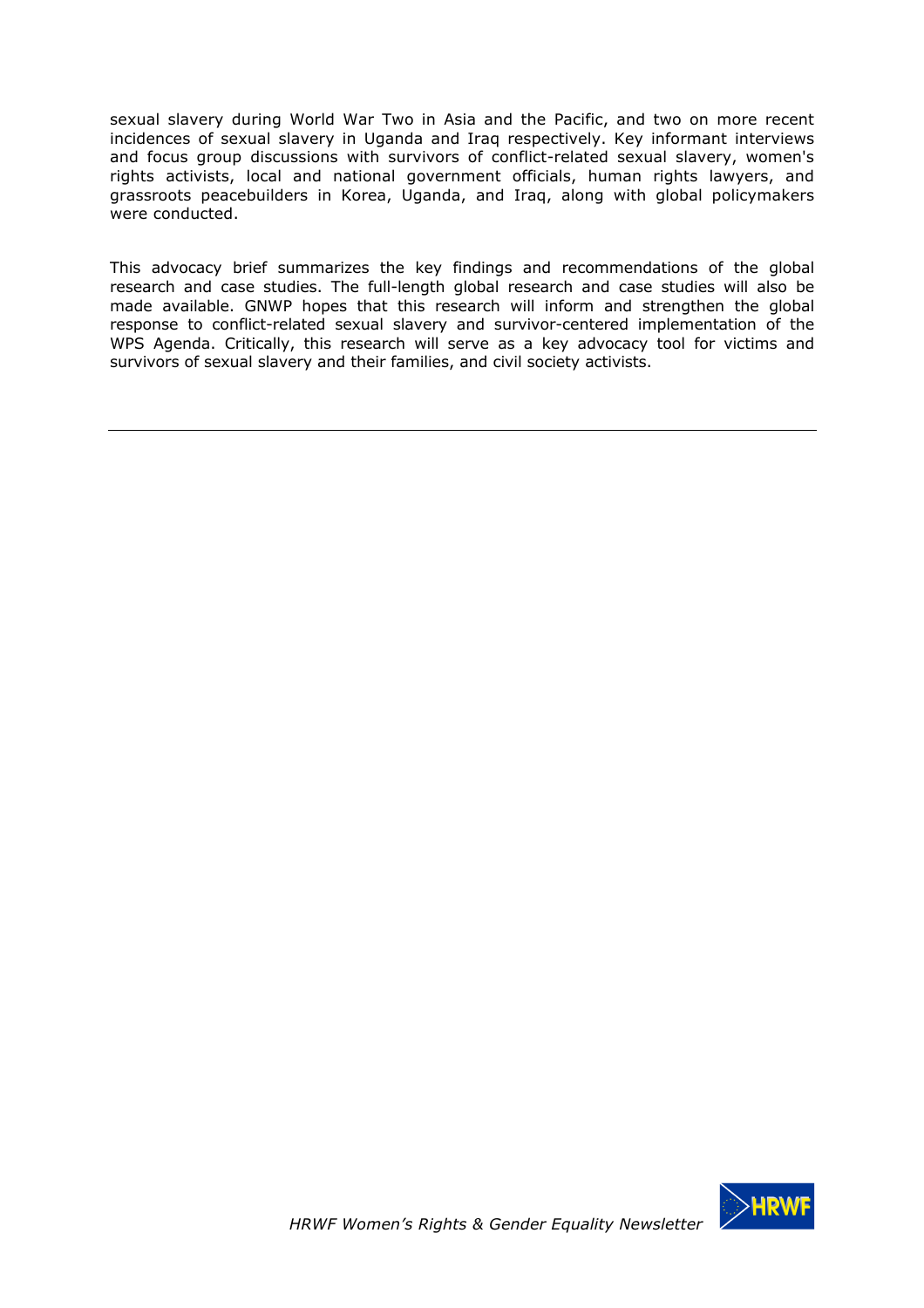sexual slavery during World War Two in Asia and the Pacific, and two on more recent incidences of sexual slavery in Uganda and Iraq respectively. Key informant interviews and focus group discussions with survivors of conflict-related sexual slavery, women's rights activists, local and national government officials, human rights lawyers, and grassroots peacebuilders in Korea, Uganda, and Iraq, along with global policymakers were conducted.

This advocacy brief summarizes the key findings and recommendations of the global research and case studies. The full-length global research and case studies will also be made available. GNWP hopes that this research will inform and strengthen the global response to conflict-related sexual slavery and survivor-centered implementation of the WPS Agenda. Critically, this research will serve as a key advocacy tool for victims and survivors of sexual slavery and their families, and civil society activists.

---